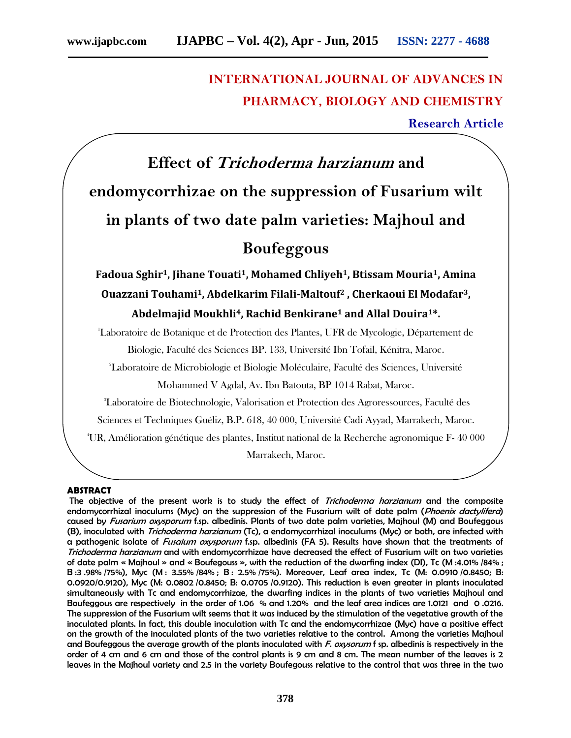**INTERNATIONAL JOURNAL OF ADVANCES IN PHARMACY, BIOLOGY AND CHEMISTRY**

**Research Article**

# Effect of *Trichoderma harzianum* and endomycorrhizae on the suppression of Fusarium wilt in plants of two date palm varieties: Majhoul and Boufeggous

**Fadoua Sghir[1], Jihane Touati[1], Mohamed Chliyeh[1], Btissam Mouria[1], Amina Ouazzani Touhami[1], Abdelkarim Filali-Maltouf[2], Cherkaoui El Modafar[3], Abdelmajid Moukhli[4], Rachid Benkirane[1] and Allal Douira[1]*.**

[1]Laboratoire de Botanique et de Protection des Plantes, UFR de Mycologie, Département de Biologie, Faculté des Sciences BP. 133, Université Ibn Tofail, Kénitra, Maroc.

[2]Laboratoire de Microbiologie et Biologie Moléculaire, Faculté des Sciences, Université Mohammed V Agdal, Av. Ibn Batouta, BP 1014 Rabat, Maroc.

[3]Laboratoire de Biotechnologie, Valorisation et Protection des Agroressources, Faculté des Sciences et Techniques Guéliz, B.P. 618, 40 000, Université Cadi Ayyad, Marrakech, Maroc.

[4]UR, Amélioration génétique des plantes, Institut national de la Recherche agronomique F- 40 000 Marrakech, Maroc.

## ABSTRACT

The objective of the present work is to study the effect of *Trichoderma harzianum* and the composite endomycorrhizal inoculums (Myc) on the suppression of the Fusarium wilt of date palm (*Phoenix dactylifera*) caused by *Fusarium oxysporum* f.sp. albedinis. Plants of two date palm varieties, Majhoul (M) and Boufeggous (B), inoculated with *Trichoderma harzianum* (Tc), a endomycorrhizal inoculums (Myc) or both, are infected with a pathogenic isolate of *Fusaium oxysporum* f.sp. albedinis (FA 5). Results have shown that the treatments of *Trichoderma harzianum* and with endomycorrhizae have decreased the effect of Fusarium wilt on two varieties of date palm « Majhoul » and « Boufegouss », with the reduction of the dwarfing index (DI), Tc (M :4.01% /84% ; B :3 .98% /75%), Myc (M : 3.55% /84% ; B : 2.5% /75%). Moreover, Leaf area index, Tc (M: 0.0910 /0.8450; B: 0.0920/0.9120), Myc (M: 0.0802 /0.8450; B: 0.0705 /0.9120). This reduction is even greater in plants inoculated simultaneously with Tc and endomycorrhizae, the dwarfing indices in the plants of two varieties Majhoul and Boufeggous are respectively in the order of 1.06 % and 1.20% and the leaf area indices are 1.0121 and 0 .0216. The suppression of the Fusarium wilt seems that it was induced by the stimulation of the vegetative growth of the inoculated plants. In fact, this double inoculation with Tc and the endomycorrhizae (Myc) have a positive effect on the growth of the inoculated plants of the two varieties relative to the control. Among the varieties Majhoul and Boufeggous the average growth of the plants inoculated with *F. oxysorum* f sp. albedinis is respectively in the order of 4 cm and 6 cm and those of the control plants is 9 cm and 8 cm. The mean number of the leaves is 2 leaves in the Majhoul variety and 2.5 in the variety Boufegouss relative to the control that was three in the two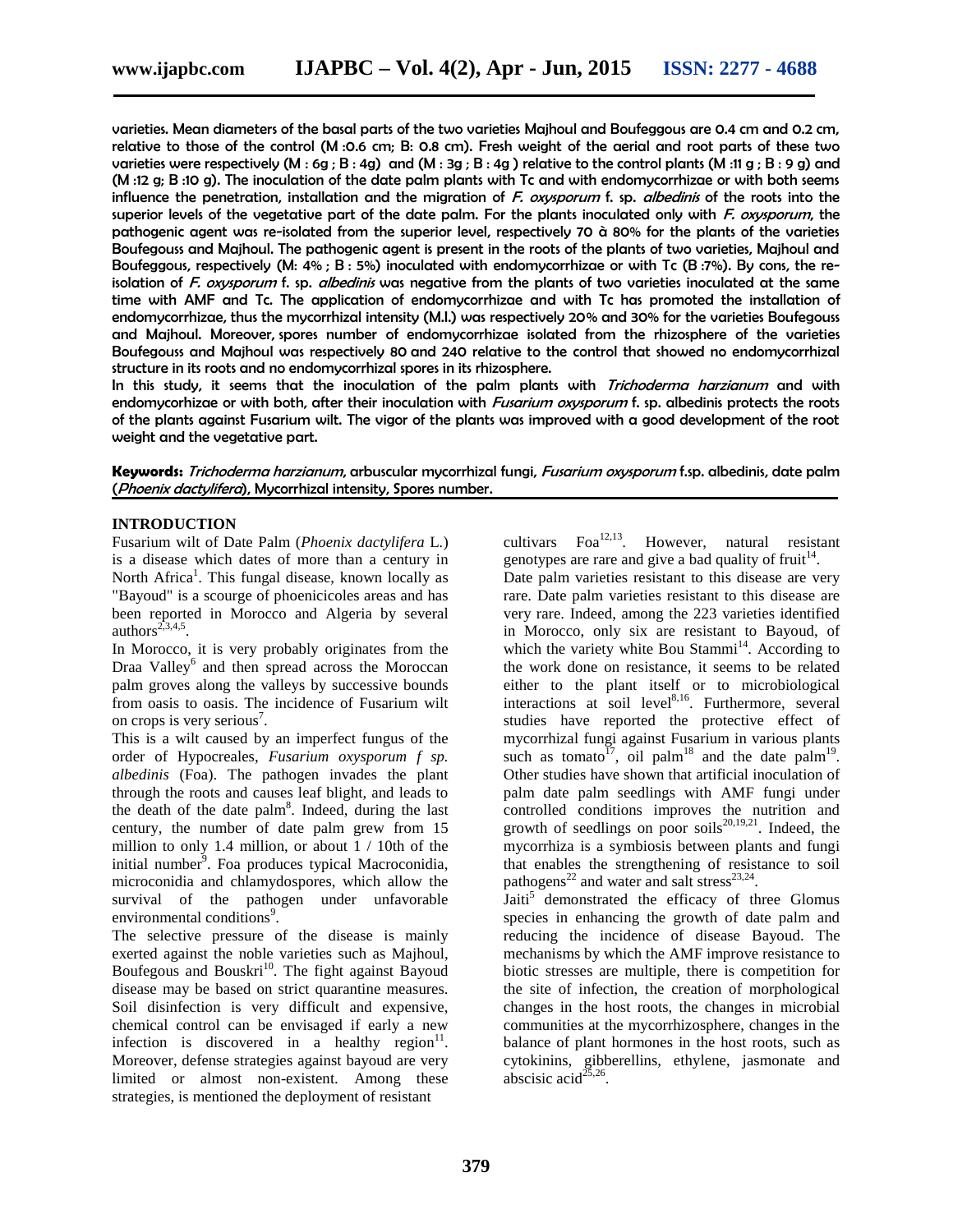**varieties. Mean diameters of the basal parts of the two varieties Majhoul and Boufeggous are 0.4 cm and 0.2 cm, relative to those of the control (M :0.6 cm; B: 0.8 cm). Fresh weight of the aerial and root parts of these two varieties were respectively (M : 6g ; B : 4g) and (M : 3g ; B : 4g ) relative to the control plants (M :11 g ; B : 9 g) and (M :12 g; B :10 g). The inoculation of the date palm plants with Tc and with endomycorrhizae or with both seems influence the penetration, installation and the migration of *F. oxysporum* f. sp. *albedinis* of the roots into the superior levels of the vegetative part of the date palm. For the plants inoculated only with *F. oxysporum*, the pathogenic agent was re-isolated from the superior level, respectively 70 à 80% for the plants of the varieties Boufegouss and Majhoul. The pathogenic agent is present in the roots of the plants of two varieties, Majhoul and Boufeggous, respectively (M: 4% ; B : 5%) inoculated with endomycorrhizae or with Tc (B :7%). By cons, the re-isolation of *F. oxysporum* f. sp. *albedinis* was negative from the plants of two varieties inoculated at the same time with AMF and Tc. The application of endomycorrhizae and with Tc has promoted the installation of endomycorrhizae, thus the mycorrhizal intensity (M.I.) was respectively 20% and 30% for the varieties Boufegouss and Majhoul. Moreover, spores number of endomycorrhizae isolated from the rhizosphere of the varieties Boufegouss and Majhoul was respectively 80 and 240 relative to the control that showed no endomycorrhizal structure in its roots and no endomycorrhizal spores in its rhizosphere.**

**In this study, it seems that the inoculation of the palm plants with *Trichoderma harzianum* and with endomycorhizae or with both, after their inoculation with *Fusarium oxysporum* f. sp. albedinis protects the roots of the plants against Fusarium wilt. The vigor of the plants was improved with a good development of the root weight and the vegetative part.**

**Keywords:** *Trichoderma harzianum*, arbuscular mycorrhizal fungi, *Fusarium oxysporum* f.sp. albedinis, date palm (*Phoenix dactylifera*), Mycorrhizal intensity, Spores number.

## INTRODUCTION

Fusarium wilt of Date Palm (*Phoenix dactylifera* L.) is a disease which dates of more than a century in North Africa[1]. This fungal disease, known locally as "Bayoud" is a scourge of phoenicicoles areas and has been reported in Morocco and Algeria by several authors[2,3,4,5].

In Morocco, it is very probably originates from the Draa Valley[6] and then spread across the Moroccan palm groves along the valleys by successive bounds from oasis to oasis. The incidence of Fusarium wilt on crops is very serious[7].

This is a wilt caused by an imperfect fungus of the order of Hypocreales, *Fusarium oxysporum f sp. albedinis* (Foa). The pathogen invades the plant through the roots and causes leaf blight, and leads to the death of the date palm[8]. Indeed, during the last century, the number of date palm grew from 15 million to only 1.4 million, or about 1 / 10th of the initial number[9]. Foa produces typical Macroconidia, microconidia and chlamydospores, which allow the survival of the pathogen under unfavorable environmental conditions[9].

The selective pressure of the disease is mainly exerted against the noble varieties such as Majhoul, Boufegous and Bouskri[10]. The fight against Bayoud disease may be based on strict quarantine measures. Soil disinfection is very difficult and expensive, chemical control can be envisaged if early a new infection is discovered in a healthy region[11]. Moreover, defense strategies against bayoud are very limited or almost non-existent. Among these strategies, is mentioned the deployment of resistant cultivars Foa[12,13]. However, natural resistant genotypes are rare and give a bad quality of fruit[14].

Date palm varieties resistant to this disease are very rare. Date palm varieties resistant to this disease are very rare. Indeed, among the 223 varieties identified in Morocco, only six are resistant to Bayoud, of which the variety white Bou Stammi[14]. According to the work done on resistance, it seems to be related either to the plant itself or to microbiological interactions at soil level[8,16]. Furthermore, several studies have reported the protective effect of mycorrhizal fungi against Fusarium in various plants such as tomato[17], oil palm[18] and the date palm[19]. Other studies have shown that artificial inoculation of palm date palm seedlings with AMF fungi under controlled conditions improves the nutrition and growth of seedlings on poor soils[20,19,21]. Indeed, the mycorrhiza is a symbiosis between plants and fungi that enables the strengthening of resistance to soil pathogens[22] and water and salt stress[23,24].

Jaiti[5] demonstrated the efficacy of three Glomus species in enhancing the growth of date palm and reducing the incidence of disease Bayoud. The mechanisms by which the AMF improve resistance to biotic stresses are multiple, there is competition for the site of infection, the creation of morphological changes in the host roots, the changes in microbial communities at the mycorrhizosphere, changes in the balance of plant hormones in the host roots, such as cytokinins, gibberellins, ethylene, jasmonate and abscisic acid[25,26].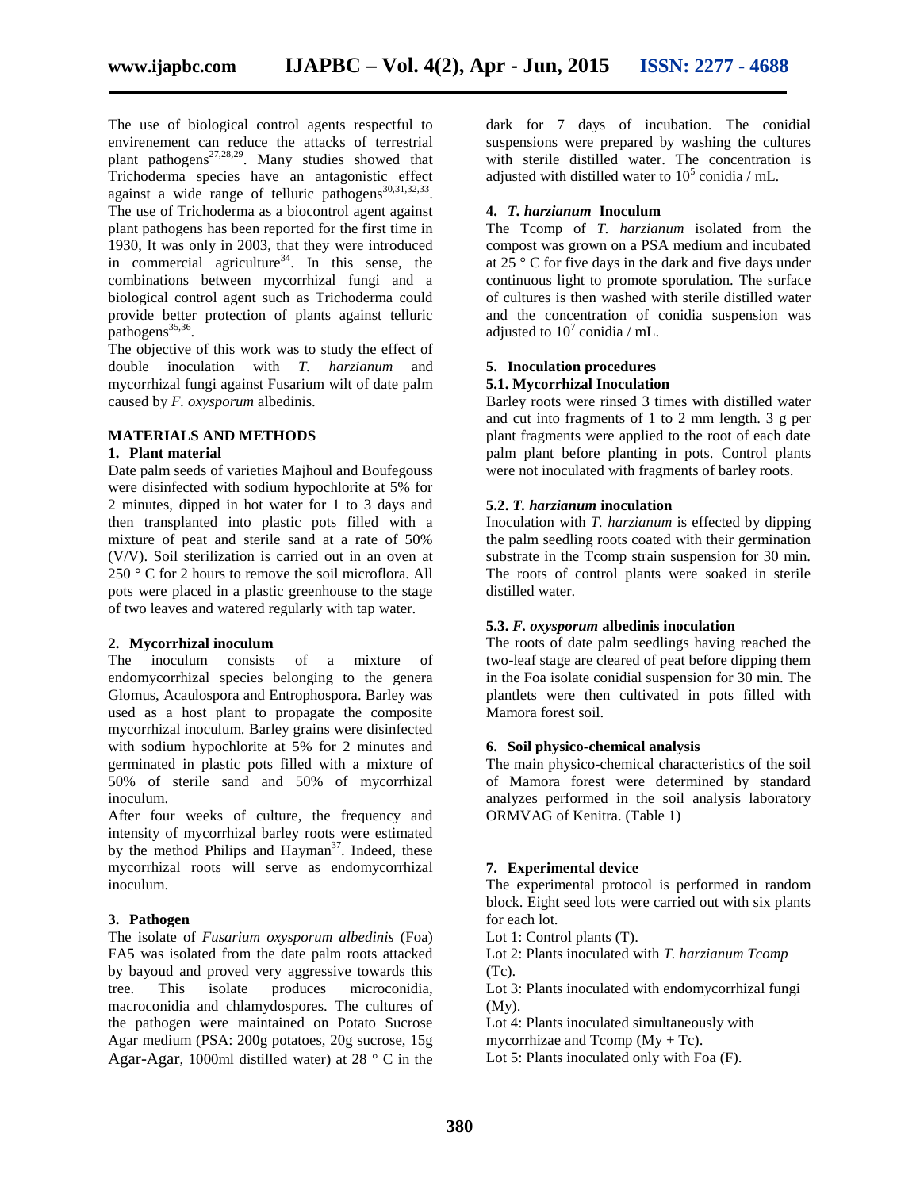The use of biological control agents respectful to envirenement can reduce the attacks of terrestrial plant pathogens[27,28,29]. Many studies showed that Trichoderma species have an antagonistic effect against a wide range of telluric pathogens[30,31,32,33]. The use of Trichoderma as a biocontrol agent against plant pathogens has been reported for the first time in 1930, It was only in 2003, that they were introduced in commercial agriculture[34]. In this sense, the combinations between mycorrhizal fungi and a biological control agent such as Trichoderma could provide better protection of plants against telluric pathogens[35,36].

The objective of this work was to study the effect of double inoculation with *T. harzianum* and mycorrhizal fungi against Fusarium wilt of date palm caused by *F. oxysporum* albedinis.

## MATERIALS AND METHODS

### 1. Plant material

Date palm seeds of varieties Majhoul and Boufegouss were disinfected with sodium hypochlorite at 5% for 2 minutes, dipped in hot water for 1 to 3 days and then transplanted into plastic pots filled with a mixture of peat and sterile sand at a rate of 50% (V/V). Soil sterilization is carried out in an oven at 250 ° C for 2 hours to remove the soil microflora. All pots were placed in a plastic greenhouse to the stage of two leaves and watered regularly with tap water.

### 2. Mycorrhizal inoculum

The inoculum consists of a mixture of endomycorrhizal species belonging to the genera Glomus, Acaulospora and Entrophospora. Barley was used as a host plant to propagate the composite mycorrhizal inoculum. Barley grains were disinfected with sodium hypochlorite at 5% for 2 minutes and germinated in plastic pots filled with a mixture of 50% of sterile sand and 50% of mycorrhizal inoculum.

After four weeks of culture, the frequency and intensity of mycorrhizal barley roots were estimated by the method Philips and Hayman[37]. Indeed, these mycorrhizal roots will serve as endomycorrhizal inoculum.

### 3. Pathogen

The isolate of *Fusarium oxysporum albedinis* (Foa) FA5 was isolated from the date palm roots attacked by bayoud and proved very aggressive towards this tree. This isolate produces microconidia, macroconidia and chlamydospores. The cultures of the pathogen were maintained on Potato Sucrose Agar medium (PSA: 200g potatoes, 20g sucrose, 15g Agar-Agar, 1000ml distilled water) at 28 ° C in the dark for 7 days of incubation. The conidial suspensions were prepared by washing the cultures with sterile distilled water. The concentration is adjusted with distilled water to $10^5$ conidia / mL.

### 4. *T. harzianum* Inoculum

The Tcomp of *T. harzianum* isolated from the compost was grown on a PSA medium and incubated at 25 ° C for five days in the dark and five days under continuous light to promote sporulation. The surface of cultures is then washed with sterile distilled water and the concentration of conidia suspension was adjusted to $10^7$ conidia / mL.

### 5. Inoculation procedures

#### 5.1. Mycorrhizal Inoculation

Barley roots were rinsed 3 times with distilled water and cut into fragments of 1 to 2 mm length. 3 g per plant fragments were applied to the root of each date palm plant before planting in pots. Control plants were not inoculated with fragments of barley roots.

#### 5.2. *T. harzianum* inoculation

Inoculation with *T. harzianum* is effected by dipping the palm seedling roots coated with their germination substrate in the Tcomp strain suspension for 30 min. The roots of control plants were soaked in sterile distilled water.

#### 5.3. *F. oxysporum* albedinis inoculation

The roots of date palm seedlings having reached the two-leaf stage are cleared of peat before dipping them in the Foa isolate conidial suspension for 30 min. The plantlets were then cultivated in pots filled with Mamora forest soil.

### 6. Soil physico-chemical analysis

The main physico-chemical characteristics of the soil of Mamora forest were determined by standard analyzes performed in the soil analysis laboratory ORMVAG of Kenitra. (Table 1)

### 7. Experimental device

The experimental protocol is performed in random block. Eight seed lots were carried out with six plants for each lot.

Lot 1: Control plants (T).

Lot 2: Plants inoculated with *T. harzianum Tcomp* (Tc).

Lot 3: Plants inoculated with endomycorrhizal fungi (My).

Lot 4: Plants inoculated simultaneously with mycorrhizae and Tcomp (My + Tc).

Lot 5: Plants inoculated only with Foa (F).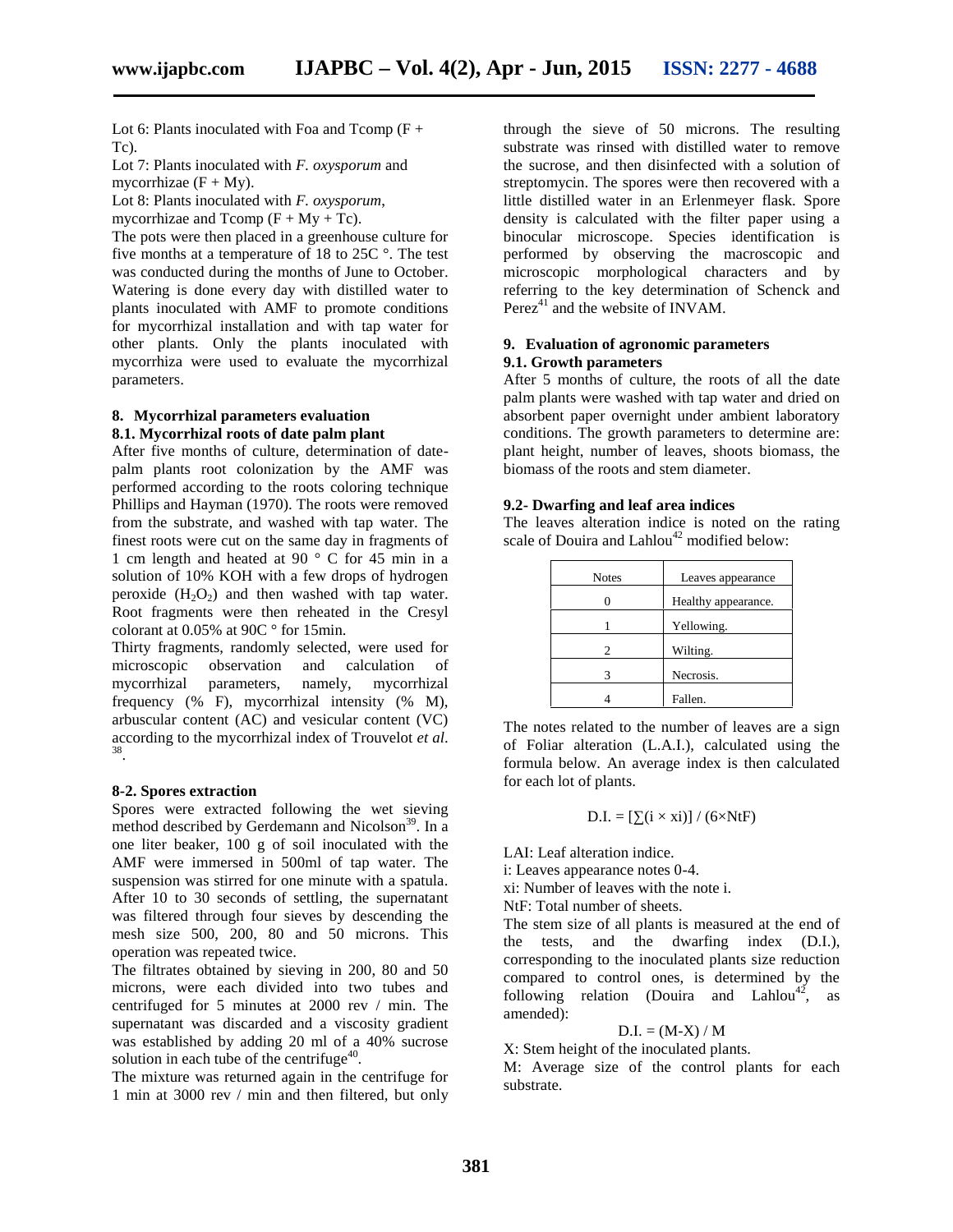Lot 6: Plants inoculated with Foa and Tcomp (F + Tc).

Lot 7: Plants inoculated with *F. oxysporum* and mycorrhizae (F + My).

Lot 8: Plants inoculated with *F. oxysporum*, mycorrhizae and Tcomp (F + My + Tc).

The pots were then placed in a greenhouse culture for five months at a temperature of 18 to 25C °. The test was conducted during the months of June to October. Watering is done every day with distilled water to plants inoculated with AMF to promote conditions for mycorrhizal installation and with tap water for other plants. Only the plants inoculated with mycorrhiza were used to evaluate the mycorrhizal parameters.

## 8. Mycorrhizal parameters evaluation

### 8.1. Mycorrhizal roots of date palm plant

After five months of culture, determination of date-palm plants root colonization by the AMF was performed according to the roots coloring technique Phillips and Hayman (1970). The roots were removed from the substrate, and washed with tap water. The finest roots were cut on the same day in fragments of 1 cm length and heated at 90 ° C for 45 min in a solution of 10% KOH with a few drops of hydrogen peroxide ($H_2O_2$) and then washed with tap water. Root fragments were then reheated in the Cresyl colorant at 0.05% at 90C ° for 15min.

Thirty fragments, randomly selected, were used for microscopic observation and calculation of mycorrhizal parameters, namely, mycorrhizal frequency (% F), mycorrhizal intensity (% M), arbuscular content (AC) and vesicular content (VC) according to the mycorrhizal index of Trouvelot *et al*.[38].

### 8-2. Spores extraction

Spores were extracted following the wet sieving method described by Gerdemann and Nicolson[39]. In a one liter beaker, 100 g of soil inoculated with the AMF were immersed in 500ml of tap water. The suspension was stirred for one minute with a spatula. After 10 to 30 seconds of settling, the supernatant was filtered through four sieves by descending the mesh size 500, 200, 80 and 50 microns. This operation was repeated twice.

The filtrates obtained by sieving in 200, 80 and 50 microns, were each divided into two tubes and centrifuged for 5 minutes at 2000 rev / min. The supernatant was discarded and a viscosity gradient was established by adding 20 ml of a 40% sucrose solution in each tube of the centrifuge[40].

The mixture was returned again in the centrifuge for 1 min at 3000 rev / min and then filtered, but only through the sieve of 50 microns. The resulting substrate was rinsed with distilled water to remove the sucrose, and then disinfected with a solution of streptomycin. The spores were then recovered with a little distilled water in an Erlenmeyer flask. Spore density is calculated with the filter paper using a binocular microscope. Species identification is performed by observing the macroscopic and microscopic morphological characters and by referring to the key determination of Schenck and Perez[41] and the website of INVAM.

## 9. Evaluation of agronomic parameters

### 9.1. Growth parameters

After 5 months of culture, the roots of all the date palm plants were washed with tap water and dried on absorbent paper overnight under ambient laboratory conditions. The growth parameters to determine are: plant height, number of leaves, shoots biomass, the biomass of the roots and stem diameter.

### 9.2- Dwarfing and leaf area indices

The leaves alteration indice is noted on the rating scale of Douira and Lahlou[42] modified below:

| Notes | Leaves appearance |
|---|---|
| 0 | Healthy appearance. |
| 1 | Yellowing. |
| 2 | Wilting. |
| 3 | Necrosis. |
| 4 | Fallen. |

The notes related to the number of leaves are a sign of Foliar alteration (L.A.I.), calculated using the formula below. An average index is then calculated for each lot of plants.

$$D.I. = [\sum(i \times xi)] / (6 \times NtF)$$

LAI: Leaf alteration indice.

i: Leaves appearance notes 0-4.

xi: Number of leaves with the note i.

NtF: Total number of sheets.

The stem size of all plants is measured at the end of the tests, and the dwarfing index (D.I.), corresponding to the inoculated plants size reduction compared to control ones, is determined by the following relation (Douira and Lahlou[42], as amended):

$$D.I. = (M-X) / M$$

X: Stem height of the inoculated plants.

M: Average size of the control plants for each substrate.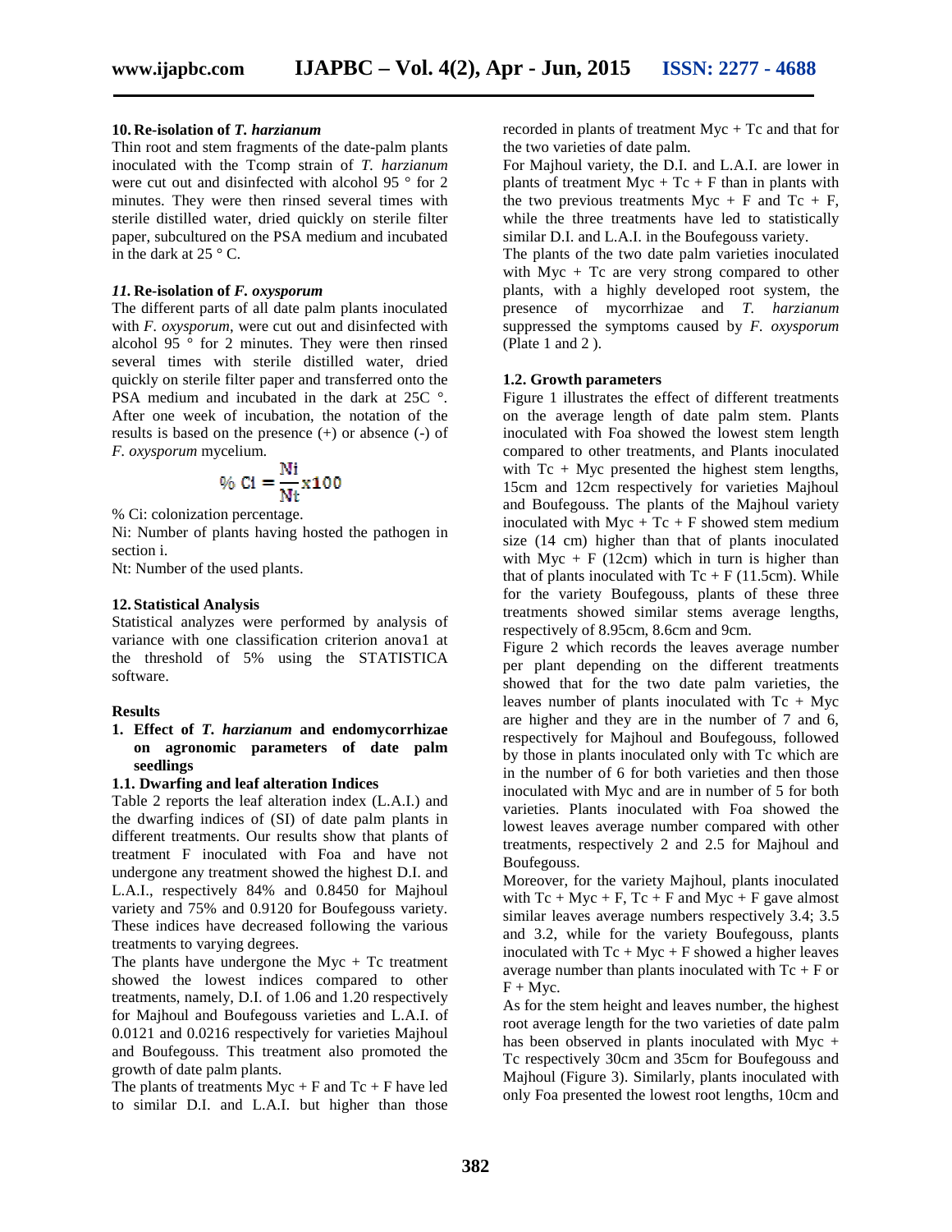### 10. Re-isolation of *T. harzianum*

Thin root and stem fragments of the date-palm plants inoculated with the Tcomp strain of *T. harzianum* were cut out and disinfected with alcohol 95 ° for 2 minutes. They were then rinsed several times with sterile distilled water, dried quickly on sterile filter paper, subcultured on the PSA medium and incubated in the dark at 25 ° C.

### *11.* Re-isolation of *F. oxysporum*

The different parts of all date palm plants inoculated with *F. oxysporum*, were cut out and disinfected with alcohol 95 ° for 2 minutes. They were then rinsed several times with sterile distilled water, dried quickly on sterile filter paper and transferred onto the PSA medium and incubated in the dark at 25C °. After one week of incubation, the notation of the results is based on the presence (+) or absence (-) of *F. oxysporum* mycelium.

$$\% \text{ Ci} = \frac{\text{Ni}}{\text{Nt}} \text{x} 100$$

% Ci: colonization percentage.

Ni: Number of plants having hosted the pathogen in section i.

Nt: Number of the used plants.

### 12. Statistical Analysis

Statistical analyzes were performed by analysis of variance with one classification criterion anova1 at the threshold of 5% using the STATISTICA software.

## Results

1. **Effect of *T. harzianum* and endomycorrhizae on agronomic parameters of date palm seedlings**

### 1.1. Dwarfing and leaf alteration Indices

Table 2 reports the leaf alteration index (L.A.I.) and the dwarfing indices of (SI) of date palm plants in different treatments. Our results show that plants of treatment F inoculated with Foa and have not undergone any treatment showed the highest D.I. and L.A.I., respectively 84% and 0.8450 for Majhoul variety and 75% and 0.9120 for Boufegouss variety. These indices have decreased following the various treatments to varying degrees.

The plants have undergone the Myc + Tc treatment showed the lowest indices compared to other treatments, namely, D.I. of 1.06 and 1.20 respectively for Majhoul and Boufegouss varieties and L.A.I. of 0.0121 and 0.0216 respectively for varieties Majhoul and Boufegouss. This treatment also promoted the growth of date palm plants.

The plants of treatments Myc + F and Tc + F have led to similar D.I. and L.A.I. but higher than those recorded in plants of treatment Myc + Tc and that for the two varieties of date palm.

For Majhoul variety, the D.I. and L.A.I. are lower in plants of treatment Myc + Tc + F than in plants with the two previous treatments Myc + F and Tc + F, while the three treatments have led to statistically similar D.I. and L.A.I. in the Boufegouss variety.

The plants of the two date palm varieties inoculated with Myc + Tc are very strong compared to other plants, with a highly developed root system, the presence of mycorrhizae and *T. harzianum* suppressed the symptoms caused by *F. oxysporum* (Plate 1 and 2 ).

### 1.2. Growth parameters

Figure 1 illustrates the effect of different treatments on the average length of date palm stem. Plants inoculated with Foa showed the lowest stem length compared to other treatments, and Plants inoculated with Tc + Myc presented the highest stem lengths, 15cm and 12cm respectively for varieties Majhoul and Boufegouss. The plants of the Majhoul variety inoculated with Myc + Tc + F showed stem medium size (14 cm) higher than that of plants inoculated with Myc + F (12cm) which in turn is higher than that of plants inoculated with Tc + F (11.5cm). While for the variety Boufegouss, plants of these three treatments showed similar stems average lengths, respectively of 8.95cm, 8.6cm and 9cm.

Figure 2 which records the leaves average number per plant depending on the different treatments showed that for the two date palm varieties, the leaves number of plants inoculated with Tc + Myc are higher and they are in the number of 7 and 6, respectively for Majhoul and Boufegouss, followed by those in plants inoculated only with Tc which are in the number of 6 for both varieties and then those inoculated with Myc and are in number of 5 for both varieties. Plants inoculated with Foa showed the lowest leaves average number compared with other treatments, respectively 2 and 2.5 for Majhoul and Boufegouss.

Moreover, for the variety Majhoul, plants inoculated with Tc + Myc + F, Tc + F and Myc + F gave almost similar leaves average numbers respectively 3.4; 3.5 and 3.2, while for the variety Boufegouss, plants inoculated with Tc + Myc + F showed a higher leaves average number than plants inoculated with Tc + F or F + Myc.

As for the stem height and leaves number, the highest root average length for the two varieties of date palm has been observed in plants inoculated with Myc + Tc respectively 30cm and 35cm for Boufegouss and Majhoul (Figure 3). Similarly, plants inoculated with only Foa presented the lowest root lengths, 10cm and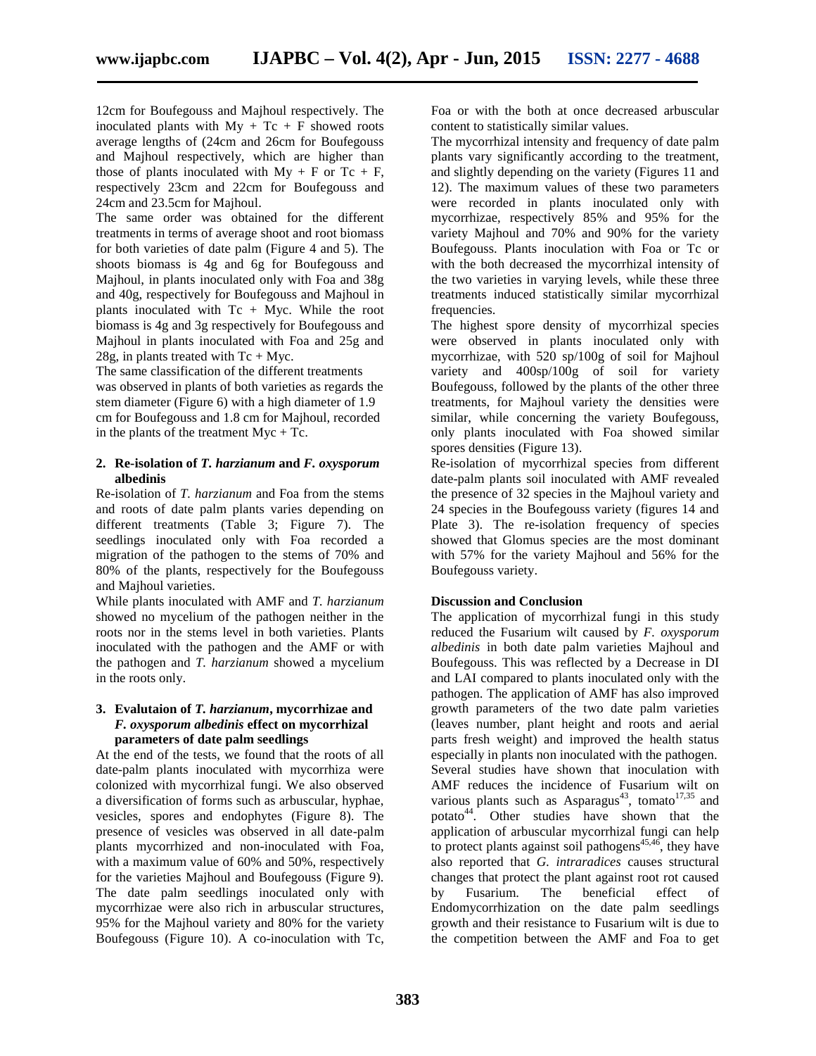12cm for Boufegouss and Majhoul respectively. The inoculated plants with My + Tc + F showed roots average lengths of (24cm and 26cm for Boufegouss and Majhoul respectively, which are higher than those of plants inoculated with My + F or Tc + F, respectively 23cm and 22cm for Boufegouss and 24cm and 23.5cm for Majhoul.

The same order was obtained for the different treatments in terms of average shoot and root biomass for both varieties of date palm (Figure 4 and 5). The shoots biomass is 4g and 6g for Boufegouss and Majhoul, in plants inoculated only with Foa and 38g and 40g, respectively for Boufegouss and Majhoul in plants inoculated with Tc + Myc. While the root biomass is 4g and 3g respectively for Boufegouss and Majhoul in plants inoculated with Foa and 25g and 28g, in plants treated with Tc + Myc.

The same classification of the different treatments was observed in plants of both varieties as regards the stem diameter (Figure 6) with a high diameter of 1.9 cm for Boufegouss and 1.8 cm for Majhoul, recorded in the plants of the treatment Myc + Tc.

### 2. Re-isolation of *T. harzianum* and *F. oxysporum albedinis*

Re-isolation of *T. harzianum* and Foa from the stems and roots of date palm plants varies depending on different treatments (Table 3; Figure 7). The seedlings inoculated only with Foa recorded a migration of the pathogen to the stems of 70% and 80% of the plants, respectively for the Boufegouss and Majhoul varieties.

While plants inoculated with AMF and *T. harzianum* showed no mycelium of the pathogen neither in the roots nor in the stems level in both varieties. Plants inoculated with the pathogen and the AMF or with the pathogen and *T. harzianum* showed a mycelium in the roots only.

### 3. Evalutaion of *T. harzianum*, mycorrhizae and *F. oxysporum albedinis* effect on mycorrhizal parameters of date palm seedlings

At the end of the tests, we found that the roots of all date-palm plants inoculated with mycorrhiza were colonized with mycorrhizal fungi. We also observed a diversification of forms such as arbuscular, hyphae, vesicles, spores and endophytes (Figure 8). The presence of vesicles was observed in all date-palm plants mycorrhized and non-inoculated with Foa, with a maximum value of 60% and 50%, respectively for the varieties Majhoul and Boufegouss (Figure 9). The date palm seedlings inoculated only with mycorrhizae were also rich in arbuscular structures, 95% for the Majhoul variety and 80% for the variety Boufegouss (Figure 10). A co-inoculation with Tc, Foa or with the both at once decreased arbuscular content to statistically similar values.

The mycorrhizal intensity and frequency of date palm plants vary significantly according to the treatment, and slightly depending on the variety (Figures 11 and 12). The maximum values of these two parameters were recorded in plants inoculated only with mycorrhizae, respectively 85% and 95% for the variety Majhoul and 70% and 90% for the variety Boufegouss. Plants inoculation with Foa or Tc or with the both decreased the mycorrhizal intensity of the two varieties in varying levels, while these three treatments induced statistically similar mycorrhizal frequencies.

The highest spore density of mycorrhizal species were observed in plants inoculated only with mycorrhizae, with 520 sp/100g of soil for Majhoul variety and 400sp/100g of soil for variety Boufegouss, followed by the plants of the other three treatments, for Majhoul variety the densities were similar, while concerning the variety Boufegouss, only plants inoculated with Foa showed similar spores densities (Figure 13).

Re-isolation of mycorrhizal species from different date-palm plants soil inoculated with AMF revealed the presence of 32 species in the Majhoul variety and 24 species in the Boufegouss variety (figures 14 and Plate 3). The re-isolation frequency of species showed that Glomus species are the most dominant with 57% for the variety Majhoul and 56% for the Boufegouss variety.

## Discussion and Conclusion

The application of mycorrhizal fungi in this study reduced the Fusarium wilt caused by *F. oxysporum albedinis* in both date palm varieties Majhoul and Boufegouss. This was reflected by a Decrease in DI and LAI compared to plants inoculated only with the pathogen. The application of AMF has also improved growth parameters of the two date palm varieties (leaves number, plant height and roots and aerial parts fresh weight) and improved the health status especially in plants non inoculated with the pathogen. Several studies have shown that inoculation with AMF reduces the incidence of Fusarium wilt on various plants such as Asparagus[43], tomato[17,35] and potato[44]. Other studies have shown that the application of arbuscular mycorrhizal fungi can help to protect plants against soil pathogens[45,46], they have also reported that *G. intraradices* causes structural changes that protect the plant against root rot caused by Fusarium. The beneficial effect of Endomycorrhization on the date palm seedlings growth and their resistance to Fusarium wilt is due to the competition between the AMF and Foa to get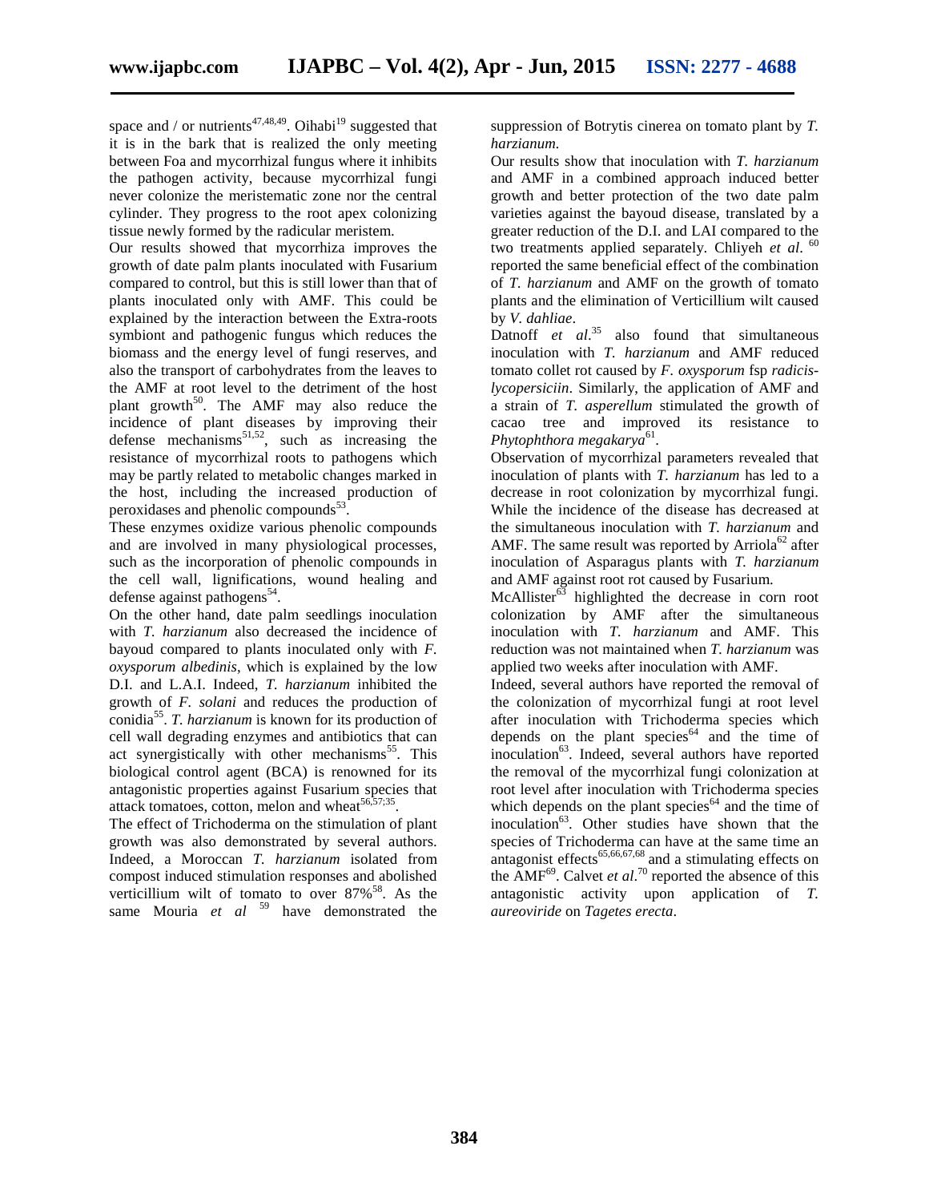space and / or nutrients[47,48,49]. Oihabi[19] suggested that it is in the bark that is realized the only meeting between Foa and mycorrhizal fungus where it inhibits the pathogen activity, because mycorrhizal fungi never colonize the meristematic zone nor the central cylinder. They progress to the root apex colonizing tissue newly formed by the radicular meristem.

Our results showed that mycorrhiza improves the growth of date palm plants inoculated with Fusarium compared to control, but this is still lower than that of plants inoculated only with AMF. This could be explained by the interaction between the Extra-roots symbiont and pathogenic fungus which reduces the biomass and the energy level of fungi reserves, and also the transport of carbohydrates from the leaves to the AMF at root level to the detriment of the host plant growth[50]. The AMF may also reduce the incidence of plant diseases by improving their defense mechanisms[51,52], such as increasing the resistance of mycorrhizal roots to pathogens which may be partly related to metabolic changes marked in the host, including the increased production of peroxidases and phenolic compounds[53].

These enzymes oxidize various phenolic compounds and are involved in many physiological processes, such as the incorporation of phenolic compounds in the cell wall, lignifications, wound healing and defense against pathogens[54].

On the other hand, date palm seedlings inoculation with *T. harzianum* also decreased the incidence of bayoud compared to plants inoculated only with *F. oxysporum albedinis*, which is explained by the low D.I. and L.A.I. Indeed, *T. harzianum* inhibited the growth of *F. solani* and reduces the production of conidia[55]. *T. harzianum* is known for its production of cell wall degrading enzymes and antibiotics that can act synergistically with other mechanisms[55]. This biological control agent (BCA) is renowned for its antagonistic properties against Fusarium species that attack tomatoes, cotton, melon and wheat[56,57;35].

The effect of Trichoderma on the stimulation of plant growth was also demonstrated by several authors. Indeed, a Moroccan *T. harzianum* isolated from compost induced stimulation responses and abolished verticillium wilt of tomato to over 87%[58]. As the same Mouria *et al* [59] have demonstrated the suppression of Botrytis cinerea on tomato plant by *T. harzianum.*

Our results show that inoculation with *T. harzianum* and AMF in a combined approach induced better growth and better protection of the two date palm varieties against the bayoud disease, translated by a greater reduction of the D.I. and LAI compared to the two treatments applied separately. Chliyeh *et al*. [60] reported the same beneficial effect of the combination of *T. harzianum* and AMF on the growth of tomato plants and the elimination of Verticillium wilt caused by *V. dahliae*.

Datnoff *et al*.[35] also found that simultaneous inoculation with *T. harzianum* and AMF reduced tomato collet rot caused by *F. oxysporum* fsp *radicis-lycopersiciin*. Similarly, the application of AMF and a strain of *T. asperellum* stimulated the growth of cacao tree and improved its resistance to *Phytophthora megakarya*[61].

Observation of mycorrhizal parameters revealed that inoculation of plants with *T. harzianum* has led to a decrease in root colonization by mycorrhizal fungi. While the incidence of the disease has decreased at the simultaneous inoculation with *T. harzianum* and AMF. The same result was reported by Arriola[62] after inoculation of Asparagus plants with *T. harzianum* and AMF against root rot caused by Fusarium.

McAllister[63] highlighted the decrease in corn root colonization by AMF after the simultaneous inoculation with *T. harzianum* and AMF. This reduction was not maintained when *T. harzianum* was applied two weeks after inoculation with AMF.

Indeed, several authors have reported the removal of the colonization of mycorrhizal fungi at root level after inoculation with Trichoderma species which depends on the plant species[64] and the time of inoculation[63]. Indeed, several authors have reported the removal of the mycorrhizal fungi colonization at root level after inoculation with Trichoderma species which depends on the plant species[64] and the time of inoculation[63]. Other studies have shown that the species of Trichoderma can have at the same time an antagonist effects[65,66,67,68] and a stimulating effects on the AMF[69]. Calvet *et al*.[70] reported the absence of this antagonistic activity upon application of *T. aureoviride* on *Tagetes erecta*.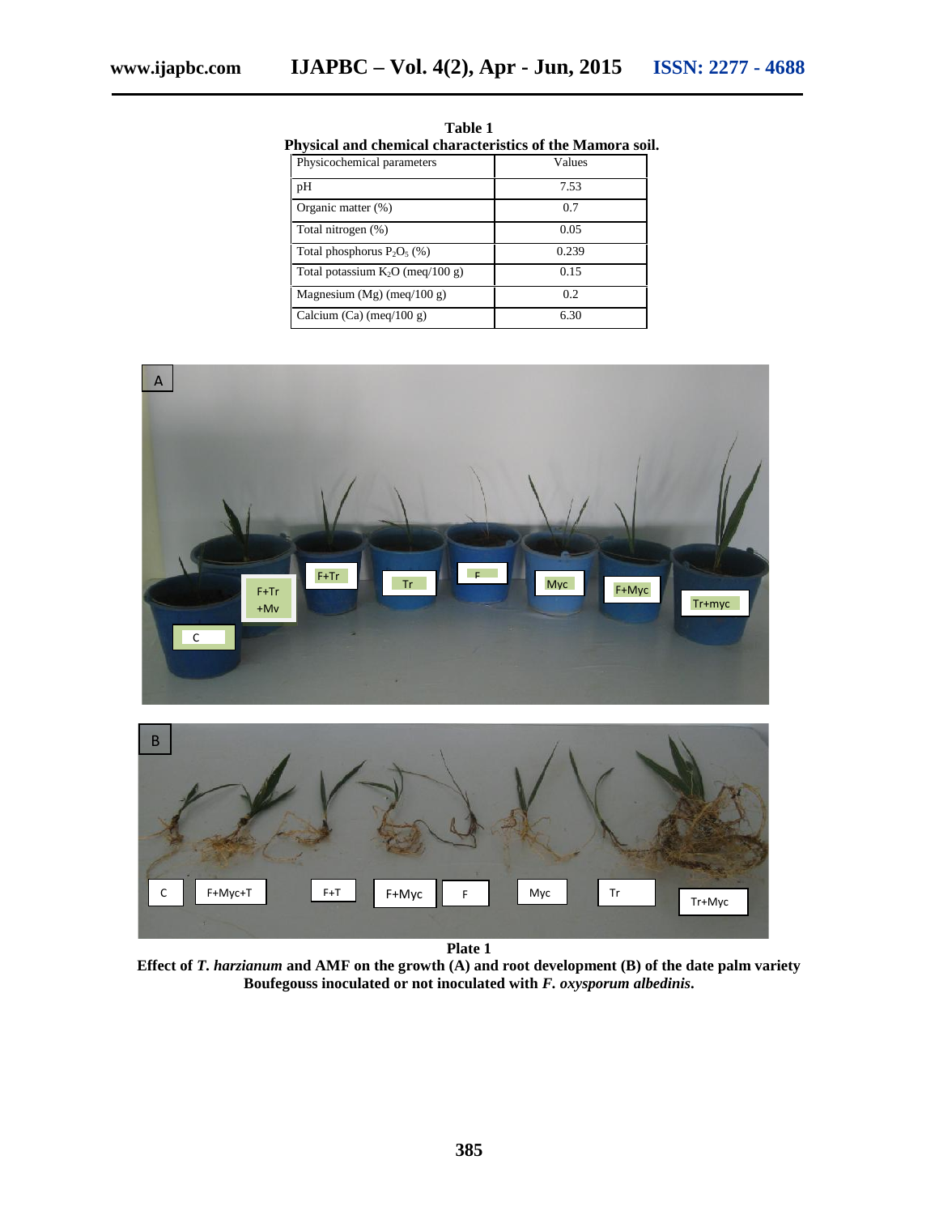**Table 1**
**Physical and chemical characteristics of the Mamora soil.**

| Physicochemical parameters | Values |
|---|---|
| pH | 7.53 |
| Organic matter (%) | 0.7 |
| Total nitrogen (%) | 0.05 |
| Total phosphorus $P_2O_5$ (%) | 0.239 |
| Total potassium $K_2O$ (meq/100 g) | 0.15 |
| Magnesium (Mg) (meq/100 g) | 0.2 |
| Calcium (Ca) (meq/100 g) | 6.30 |

**Plate 1**
**Effect of *T. harzianum* and AMF on the growth (A) and root development (B) of the date palm variety Boufegouss inoculated or not inoculated with *F. oxysporum albedinis*.**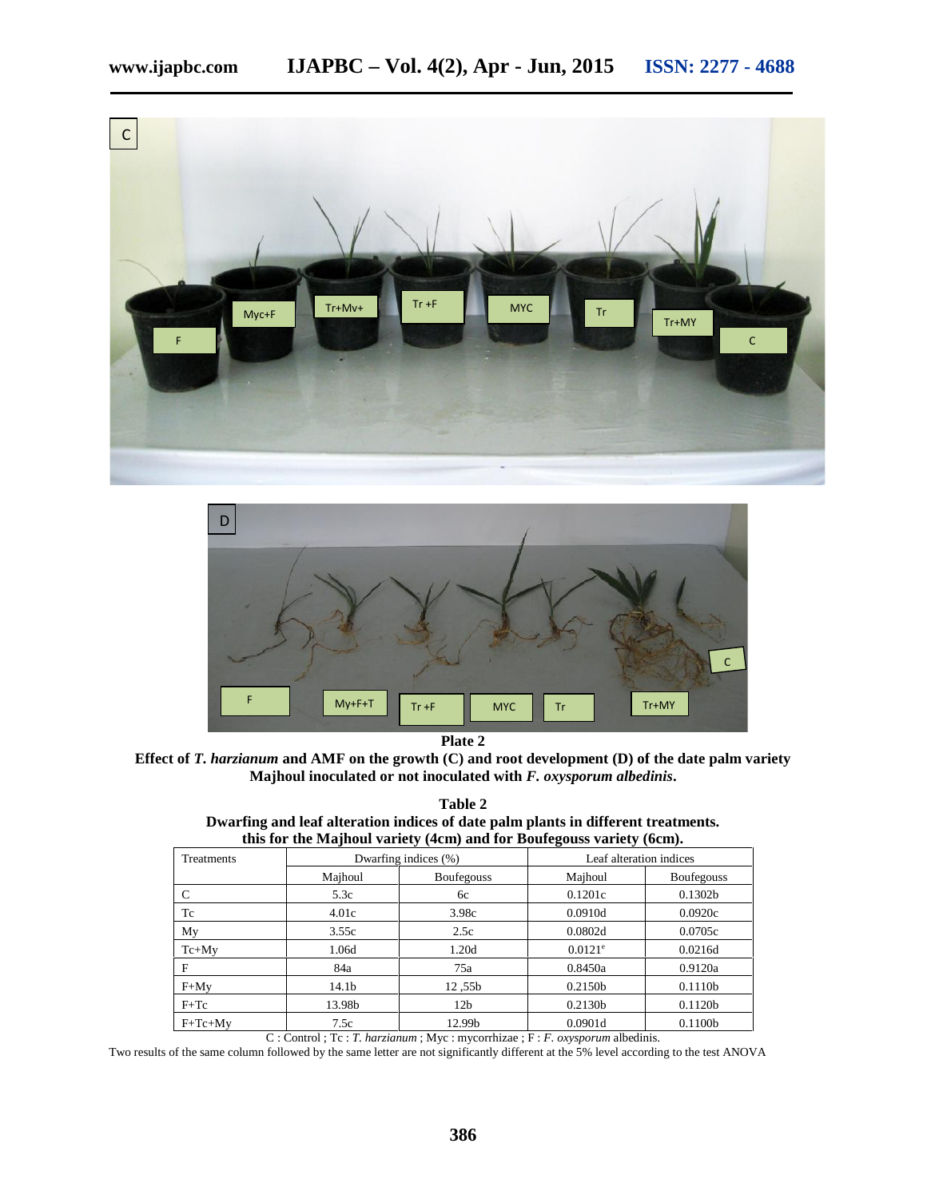**Plate 2**

**Effect of *T. harzianum* and AMF on the growth (C) and root development (D) of the date palm variety Majhoul inoculated or not inoculated with *F. oxysporum albedinis*.**

**Table 2**

**Dwarfing and leaf alteration indices of date palm plants in different treatments. this for the Majhoul variety (4cm) and for Boufegouss variety (6cm).**

| Treatments | Dwarfing indices (%) | | Leaf alteration indices | |
|---|---|---|---|---|
| | Majhoul | Boufegouss | Majhoul | Boufegouss |
| C | 5.3c | 6c | 0.1201c | 0.1302b |
| Tc | 4.01c | 3.98c | 0.0910d | 0.0920c |
| My | 3.55c | 2.5c | 0.0802d | 0.0705c |
| Tc+My | 1.06d | 1.20d | 0.0121[e] | 0.0216d |
| F | 84a | 75a | 0.8450a | 0.9120a |
| F+My | 14.1b | 12 ,55b | 0.2150b | 0.1110b |
| F+Tc | 13.98b | 12b | 0.2130b | 0.1120b |
| F+Tc+My | 7.5c | 12.99b | 0.0901d | 0.1100b |

C : Control ; Tc : *T. harzianum* ; Myc : mycorrhizae ; F : *F. oxysporum* albedinis.

Two results of the same column followed by the same letter are not significantly different at the 5% level according to the test ANOVA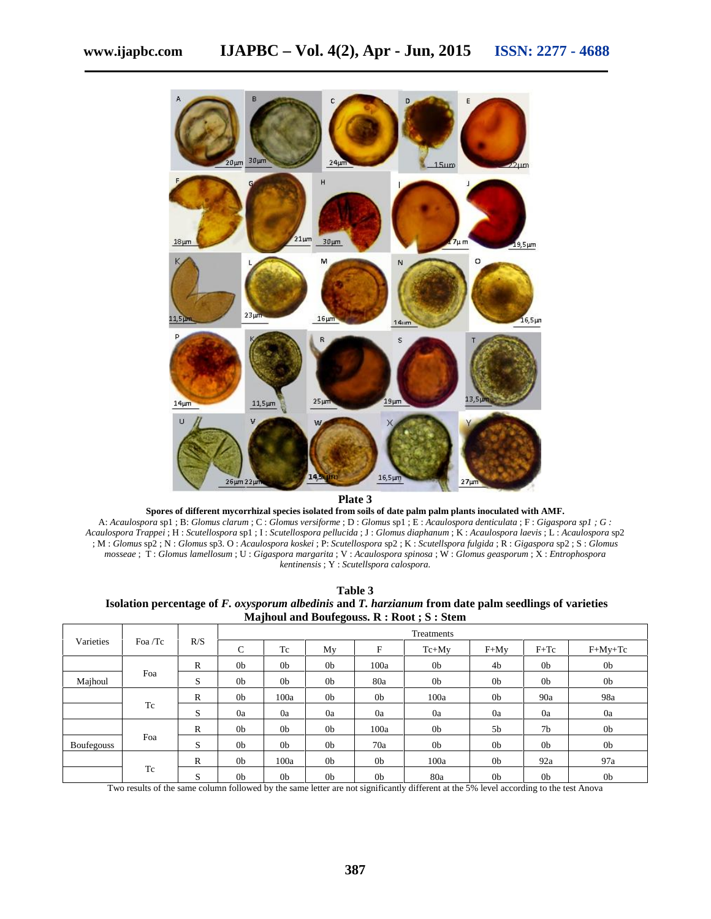**Plate 3**

**Spores of different mycorrhizal species isolated from soils of date palm palm plants inoculated with AMF.**

A: *Acaulospora* sp1 ; B: *Glomus clarum* ; C : *Glomus versiforme* ; D : *Glomus* sp1 ; E : *Acaulospora denticulata* ; F : *Gigaspora sp1 ; G : Acaulospora Trappei* ; H : *Scutellospora* sp1 ; I : *Scutellospora pellucida* ; J : *Glomus diaphanum* ; K : *Acaulospora laevis* ; L : *Acaulospora* sp2 ; M : *Glomus* sp2 ; N : *Glomus* sp3. O : *Acaulospora koskei* ; P: *Scutellospora* sp2 ; K : *Scutellspora fulgida* ; R : *Gigaspora* sp2 ; S : *Glomus mosseae* ; T : *Glomus lamellosum* ; U : *Gigaspora margarita* ; V : *Acaulospora spinosa* ; W : *Glomus geasporum* ; X : *Entrophospora kentinensis* ; Y : *Scutellspora calospora.*

**Table 3**
**Isolation percentage of *F. oxysporum albedinis* and *T. harzianum* from date palm seedlings of varieties Majhoul and Boufegouss. R : Root ; S : Stem**

| Varieties | Foa /Tc | R/S | Treatments | | | | | | | |
|---|---|---|---|---|---|---|---|---|---|---|
| | | | C | Tc | My | F | Tc+My | F+My | F+Tc | F+My+Tc |
| Majhoul | Foa | R | 0b | 0b | 0b | 100a | 0b | 4b | 0b | 0b |
| | | S | 0b | 0b | 0b | 80a | 0b | 0b | 0b | 0b |
| | Tc | R | 0b | 100a | 0b | 0b | 100a | 0b | 90a | 98a |
| | | S | 0a | 0a | 0a | 0a | 0a | 0a | 0a | 0a |
| Boufegouss | Foa | R | 0b | 0b | 0b | 100a | 0b | 5b | 7b | 0b |
| | | S | 0b | 0b | 0b | 70a | 0b | 0b | 0b | 0b |
| | Tc | R | 0b | 100a | 0b | 0b | 100a | 0b | 92a | 97a |
| | | S | 0b | 0b | 0b | 0b | 80a | 0b | 0b | 0b |

Two results of the same column followed by the same letter are not significantly different at the 5% level according to the test Anova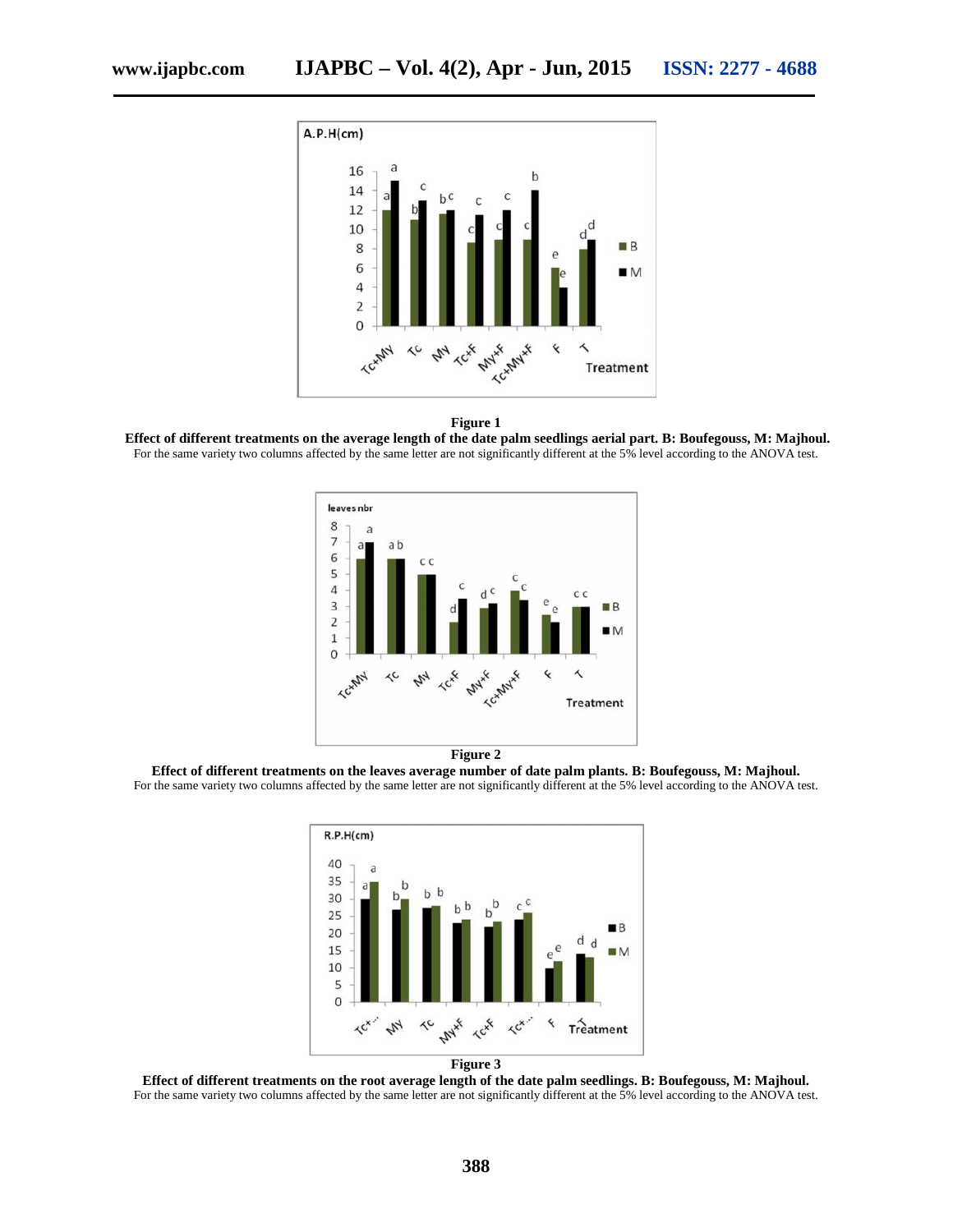**Figure 1**

**Effect of different treatments on the average length of the date palm seedlings aerial part. B: Boufegouss, M: Majhoul.**

For the same variety two columns affected by the same letter are not significantly different at the 5% level according to the ANOVA test.

**Figure 2**

**Effect of different treatments on the leaves average number of date palm plants. B: Boufegouss, M: Majhoul.**

For the same variety two columns affected by the same letter are not significantly different at the 5% level according to the ANOVA test.

**Figure 3**

**Effect of different treatments on the root average length of the date palm seedlings. B: Boufegouss, M: Majhoul.**

For the same variety two columns affected by the same letter are not significantly different at the 5% level according to the ANOVA test.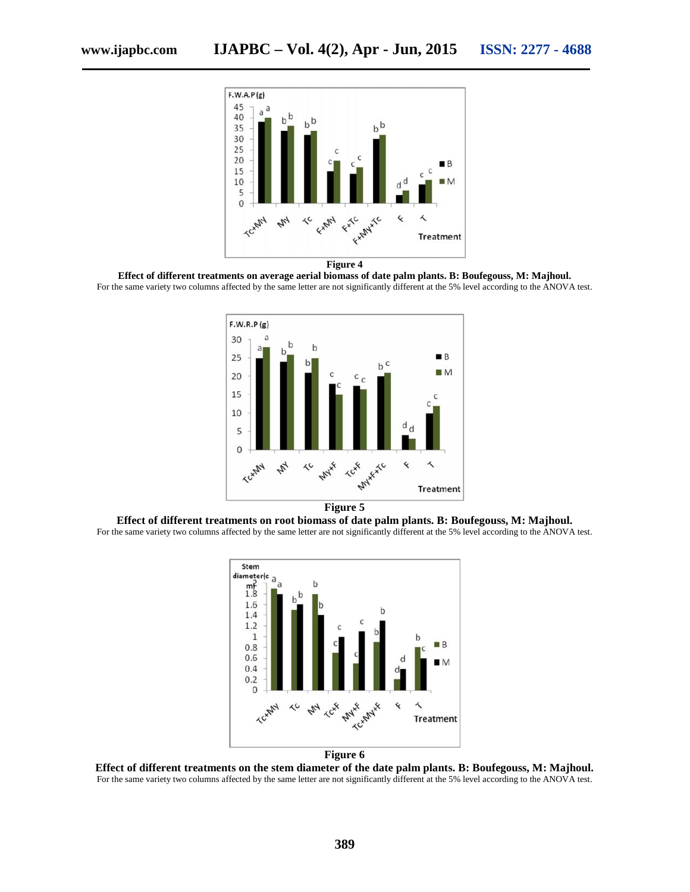**Figure 4**

**Effect of different treatments on average aerial biomass of date palm plants. B: Boufegouss, M: Majhoul.**

For the same variety two columns affected by the same letter are not significantly different at the 5% level according to the ANOVA test.

**Figure 5**

**Effect of different treatments on root biomass of date palm plants. B: Boufegouss, M: Majhoul.**

For the same variety two columns affected by the same letter are not significantly different at the 5% level according to the ANOVA test.

**Figure 6**

**Effect of different treatments on the stem diameter of the date palm plants. B: Boufegouss, M: Majhoul.**

For the same variety two columns affected by the same letter are not significantly different at the 5% level according to the ANOVA test.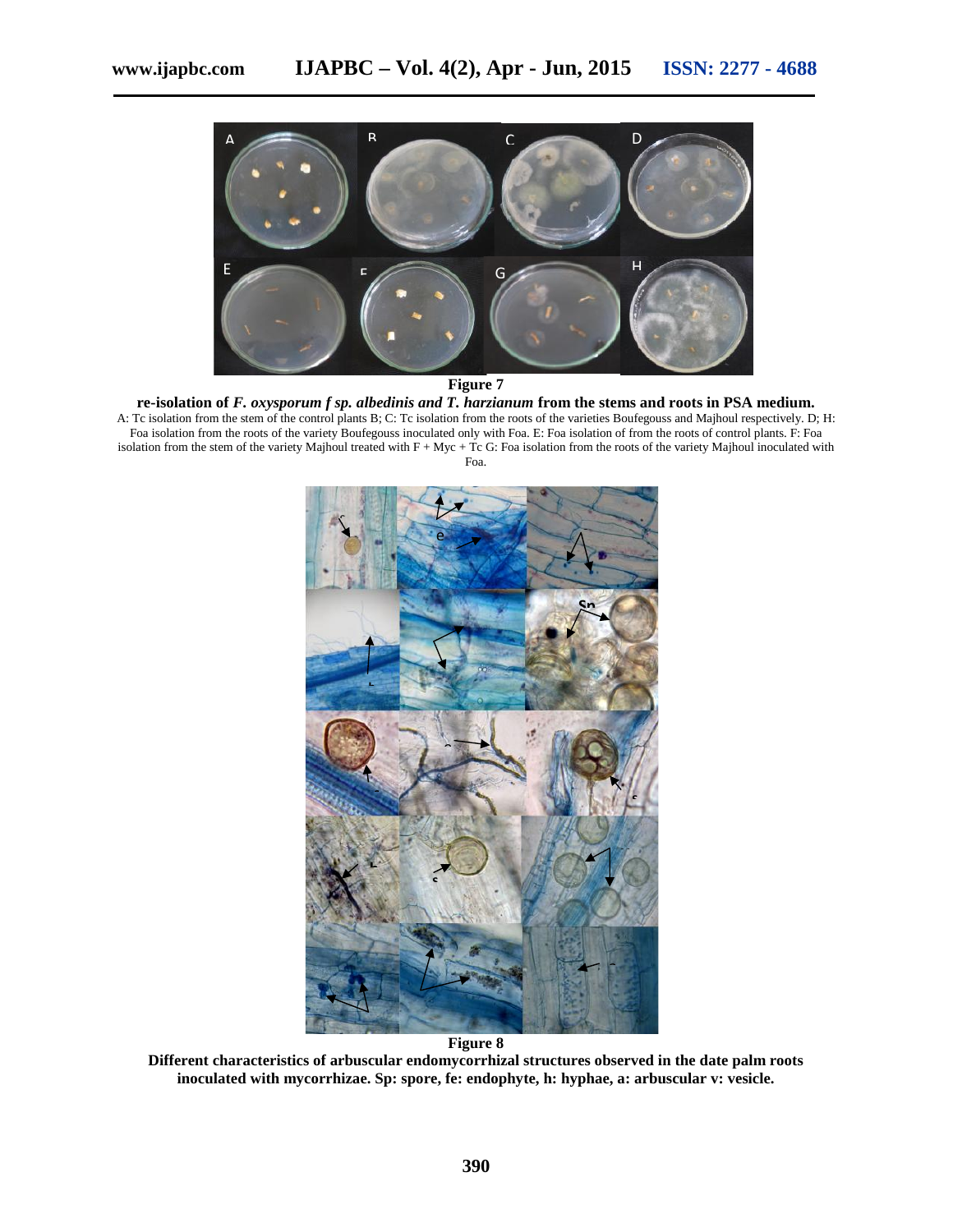**Figure 7**

**re-isolation of *F. oxysporum f sp. albedinis and T. harzianum* from the stems and roots in PSA medium.**

A: Tc isolation from the stem of the control plants B; C: Tc isolation from the roots of the varieties Boufegouss and Majhoul respectively. D; H: Foa isolation from the roots of the variety Boufegouss inoculated only with Foa. E: Foa isolation of from the roots of control plants. F: Foa isolation from the stem of the variety Majhoul treated with F + Myc + Tc G: Foa isolation from the roots of the variety Majhoul inoculated with Foa.

**Figure 8**

**Different characteristics of arbuscular endomycorrhizal structures observed in the date palm roots inoculated with mycorrhizae. Sp: spore, fe: endophyte, h: hyphae, a: arbuscular v: vesicle.**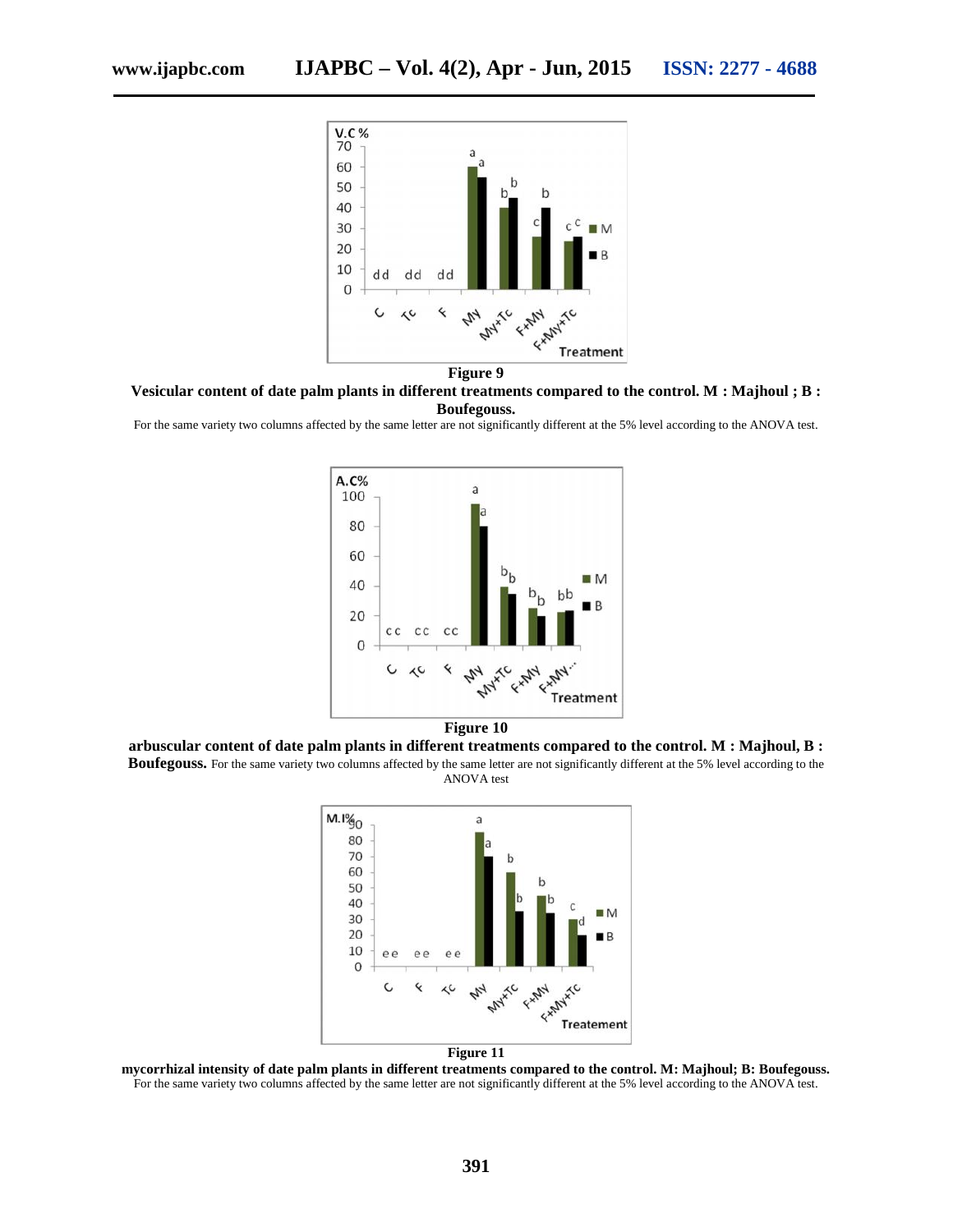**Figure 9**

**Vesicular content of date palm plants in different treatments compared to the control. M : Majhoul ; B : Boufegouss.**

For the same variety two columns affected by the same letter are not significantly different at the 5% level according to the ANOVA test.

**Figure 10**

**arbuscular content of date palm plants in different treatments compared to the control. M : Majhoul, B : Boufegouss.** For the same variety two columns affected by the same letter are not significantly different at the 5% level according to the ANOVA test

**Figure 11**

**mycorrhizal intensity of date palm plants in different treatments compared to the control. M: Majhoul; B: Boufegouss.**

For the same variety two columns affected by the same letter are not significantly different at the 5% level according to the ANOVA test.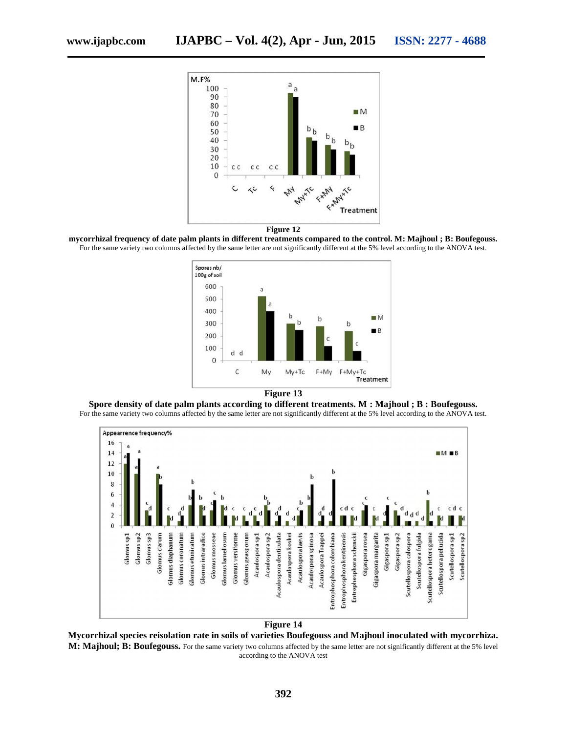**Figure 12**

**mycorrhizal frequency of date palm plants in different treatments compared to the control. M: Majhoul ; B: Boufegouss.**

For the same variety two columns affected by the same letter are not significantly different at the 5% level according to the ANOVA test.

**Figure 13**

**Spore density of date palm plants according to different treatments. M : Majhoul ; B : Boufegouss.**

For the same variety two columns affected by the same letter are not significantly different at the 5% level according to the ANOVA test.

**Figure 14**

**Mycorrhizal species reisolation rate in soils of varieties Boufegouss and Majhoul inoculated with mycorrhiza. M: Majhoul; B: Boufegouss.** For the same variety two columns affected by the same letter are not significantly different at the 5% level according to the ANOVA test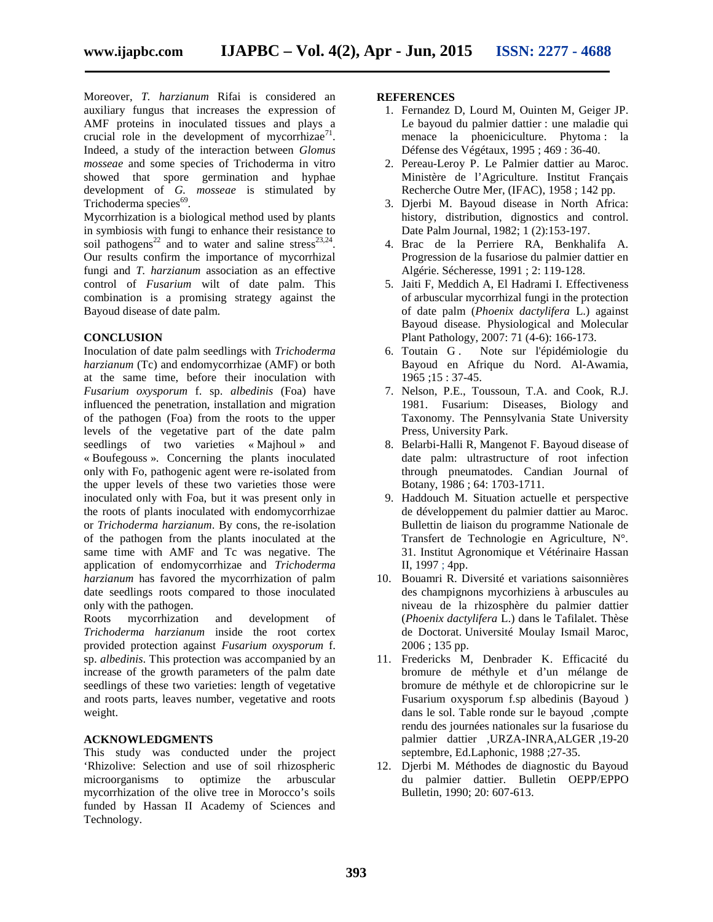Moreover, *T. harzianum* Rifai is considered an auxiliary fungus that increases the expression of AMF proteins in inoculated tissues and plays a crucial role in the development of mycorrhizae[71]. Indeed, a study of the interaction between *Glomus mosseae* and some species of Trichoderma in vitro showed that spore germination and hyphae development of *G. mosseae* is stimulated by Trichoderma species[69].

Mycorrhization is a biological method used by plants in symbiosis with fungi to enhance their resistance to soil pathogens[22] and to water and saline stress[23,24]. Our results confirm the importance of mycorrhizal fungi and *T. harzianum* association as an effective control of *Fusarium* wilt of date palm. This combination is a promising strategy against the Bayoud disease of date palm.

## CONCLUSION

Inoculation of date palm seedlings with *Trichoderma harzianum* (Tc) and endomycorrhizae (AMF) or both at the same time, before their inoculation with *Fusarium oxysporum* f. sp. *albedinis* (Foa) have influenced the penetration, installation and migration of the pathogen (Foa) from the roots to the upper levels of the vegetative part of the date palm seedlings of two varieties « Majhoul » and « Boufegouss ». Concerning the plants inoculated only with Fo, pathogenic agent were re-isolated from the upper levels of these two varieties those were inoculated only with Foa, but it was present only in the roots of plants inoculated with endomycorrhizae or *Trichoderma harzianum*. By cons, the re-isolation of the pathogen from the plants inoculated at the same time with AMF and Tc was negative. The application of endomycorrhizae and *Trichoderma harzianum* has favored the mycorrhization of palm date seedlings roots compared to those inoculated only with the pathogen.

Roots mycorrhization and development of *Trichoderma harzianum* inside the root cortex provided protection against *Fusarium oxysporum* f. sp. *albedinis*. This protection was accompanied by an increase of the growth parameters of the palm date seedlings of these two varieties: length of vegetative and roots parts, leaves number, vegetative and roots weight.

## ACKNOWLEDGMENTS

This study was conducted under the project 'Rhizolive: Selection and use of soil rhizospheric microorganisms to optimize the arbuscular mycorrhization of the olive tree in Morocco's soils funded by Hassan II Academy of Sciences and Technology.

## REFERENCES

1. Fernandez D, Lourd M, Ouinten M, Geiger JP. Le bayoud du palmier dattier : une maladie qui menace la phoeniciculture. Phytoma : la Défense des Végétaux, 1995 ; 469 : 36-40.
2. Pereau-Leroy P. Le Palmier dattier au Maroc. Ministère de l'Agriculture. Institut Français Recherche Outre Mer, (IFAC), 1958 ; 142 pp.
3. Djerbi M. Bayoud disease in North Africa: history, distribution, dignostics and control. Date Palm Journal, 1982; 1 (2):153-197.
4. Brac de la Perriere RA, Benkhalifa A. Progression de la fusariose du palmier dattier en Algérie. Sécheresse, 1991 ; 2: 119-128.
5. Jaiti F, Meddich A, El Hadrami I. Effectiveness of arbuscular mycorrhizal fungi in the protection of date palm (*Phoenix dactylifera* L.) against Bayoud disease. Physiological and Molecular Plant Pathology, 2007: 71 (4-6): 166-173.
6. Toutain G . Note sur l'épidémiologie du Bayoud en Afrique du Nord. Al-Awamia, 1965 ;15 : 37-45.
7. Nelson, P.E., Toussoun, T.A. and Cook, R.J. 1981. Fusarium: Diseases, Biology and Taxonomy. The Pennsylvania State University Press, University Park.
8. Belarbi-Halli R, Mangenot F. Bayoud disease of date palm: ultrastructure of root infection through pneumatodes. Candian Journal of Botany, 1986 ; 64: 1703-1711.
9. Haddouch M. Situation actuelle et perspective de développement du palmier dattier au Maroc. Bullettin de liaison du programme Nationale de Transfert de Technologie en Agriculture, N°. 31. Institut Agronomique et Vétérinaire Hassan II, 1997 ; 4pp.
10. Bouamri R. Diversité et variations saisonnières des champignons mycorhiziens à arbuscules au niveau de la rhizosphère du palmier dattier (*Phoenix dactylifera* L.) dans le Tafilalet. Thèse de Doctorat. Université Moulay Ismail Maroc, 2006 ; 135 pp.
11. Fredericks M, Denbrader K. Efficacité du bromure de méthyle et d'un mélange de bromure de méthyle et de chloropicrine sur le Fusarium oxysporum f.sp albedinis (Bayoud ) dans le sol. Table ronde sur le bayoud ,compte rendu des journées nationales sur la fusariose du palmier dattier ,URZA-INRA,ALGER ,19-20 septembre, Ed.Laphonic, 1988 ;27-35.
12. Djerbi M. Méthodes de diagnostic du Bayoud du palmier dattier. Bulletin OEPP/EPPO Bulletin, 1990; 20: 607-613.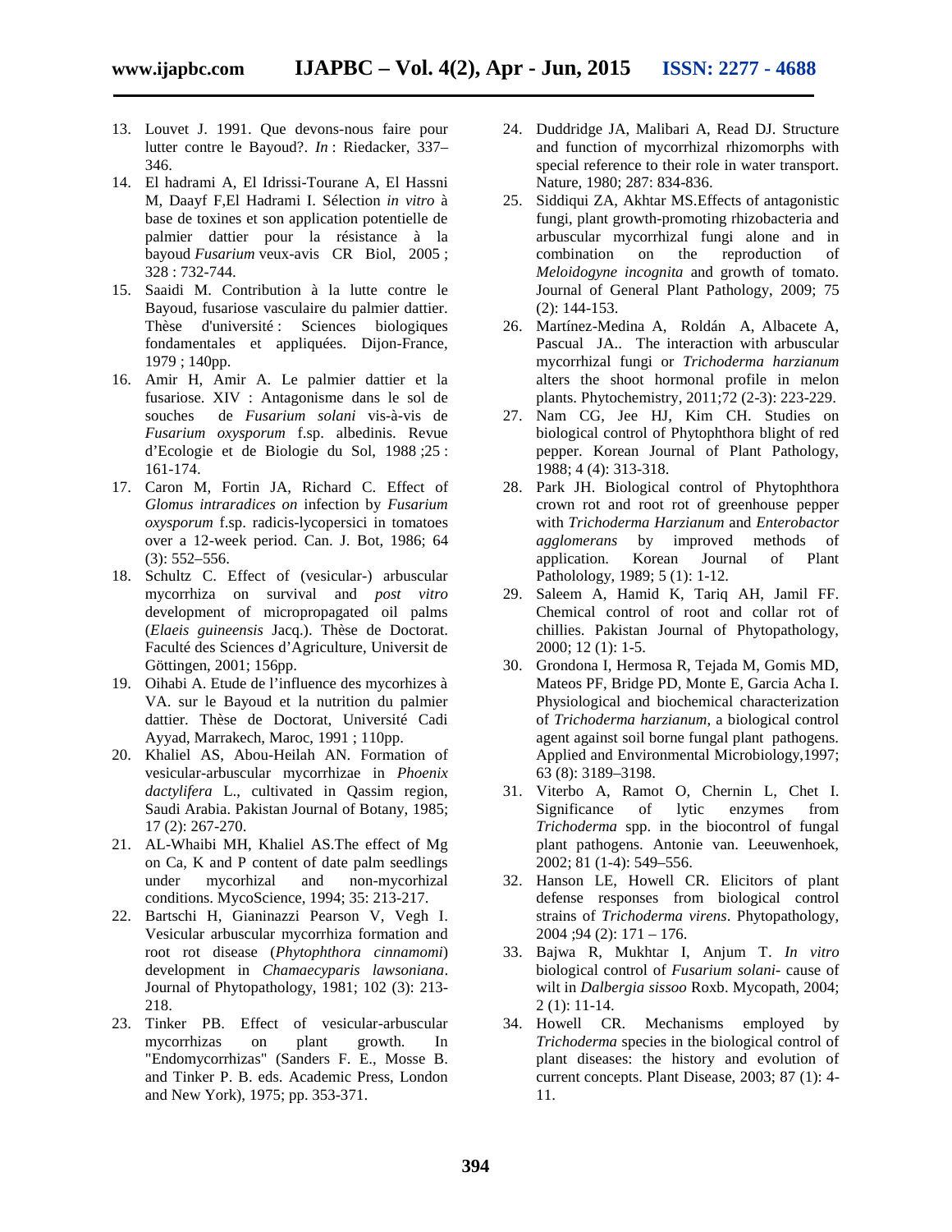13. Louvet J. 1991. Que devons-nous faire pour lutter contre le Bayoud?. *In* : Riedacker, 337–346.
14. El hadrami A, El Idrissi-Tourane A, El Hassni M, Daayf F,El Hadrami I. Sélection *in vitro* à base de toxines et son application potentielle de palmier dattier pour la résistance à la bayoud *Fusarium* veux-avis CR Biol, 2005 ; 328 : 732-744.
15. Saaidi M. Contribution à la lutte contre le Bayoud, fusariose vasculaire du palmier dattier. Thèse d'université : Sciences biologiques fondamentales et appliquées. Dijon-France, 1979 ; 140pp.
16. Amir H, Amir A. Le palmier dattier et la fusariose. XIV : Antagonisme dans le sol de souches de *Fusarium solani* vis-à-vis de *Fusarium oxysporum* f.sp. albedinis. Revue d'Ecologie et de Biologie du Sol, 1988 ;25 : 161-174.
17. Caron M, Fortin JA, Richard C. Effect of *Glomus intraradices on* infection by *Fusarium oxysporum* f.sp. radicis-lycopersici in tomatoes over a 12-week period. Can. J. Bot, 1986; 64 (3): 552–556.
18. Schultz C. Effect of (vesicular-) arbuscular mycorrhiza on survival and *post vitro* development of micropropagated oil palms (*Elaeis guineensis* Jacq.). Thèse de Doctorat. Faculté des Sciences d'Agriculture, Universit de Göttingen, 2001; 156pp.
19. Oihabi A. Etude de l'influence des mycorhizes à VA. sur le Bayoud et la nutrition du palmier dattier. Thèse de Doctorat, Université Cadi Ayyad, Marrakech, Maroc, 1991 ; 110pp.
20. Khaliel AS, Abou-Heilah AN. Formation of vesicular-arbuscular mycorrhizae in *Phoenix dactylifera* L., cultivated in Qassim region, Saudi Arabia. Pakistan Journal of Botany, 1985; 17 (2): 267-270.
21. AL-Whaibi MH, Khaliel AS.The effect of Mg on Ca, K and P content of date palm seedlings under mycorhizal and non-mycorhizal conditions. MycoScience, 1994; 35: 213-217.
22. Bartschi H, Gianinazzi Pearson V, Vegh I. Vesicular arbuscular mycorrhiza formation and root rot disease (*Phytophthora cinnamomi*) development in *Chamaecyparis lawsoniana*. Journal of Phytopathology, 1981; 102 (3): 213-218.
23. Tinker PB. Effect of vesicular-arbuscular mycorrhizas on plant growth. In "Endomycorrhizas" (Sanders F. E., Mosse B. and Tinker P. B. eds. Academic Press, London and New York), 1975; pp. 353-371.
24. Duddridge JA, Malibari A, Read DJ. Structure and function of mycorrhizal rhizomorphs with special reference to their role in water transport. Nature, 1980; 287: 834-836.
25. Siddiqui ZA, Akhtar MS.Effects of antagonistic fungi, plant growth-promoting rhizobacteria and arbuscular mycorrhizal fungi alone and in combination on the reproduction of *Meloidogyne incognita* and growth of tomato. Journal of General Plant Pathology, 2009; 75 (2): 144-153.
26. Martínez-Medina A, Roldán A, Albacete A, Pascual JA.. The interaction with arbuscular mycorrhizal fungi or *Trichoderma harzianum* alters the shoot hormonal profile in melon plants. Phytochemistry, 2011;72 (2-3): 223-229.
27. Nam CG, Jee HJ, Kim CH. Studies on biological control of Phytophthora blight of red pepper. Korean Journal of Plant Pathology, 1988; 4 (4): 313-318.
28. Park JH. Biological control of Phytophthora crown rot and root rot of greenhouse pepper with *Trichoderma Harzianum* and *Enterobactor agglomerans* by improved methods of application. Korean Journal of Plant Patholology, 1989; 5 (1): 1-12.
29. Saleem A, Hamid K, Tariq AH, Jamil FF. Chemical control of root and collar rot of chillies. Pakistan Journal of Phytopathology, 2000; 12 (1): 1-5.
30. Grondona I, Hermosa R, Tejada M, Gomis MD, Mateos PF, Bridge PD, Monte E, Garcia Acha I. Physiological and biochemical characterization of *Trichoderma harzianum*, a biological control agent against soil borne fungal plant pathogens. Applied and Environmental Microbiology,1997; 63 (8): 3189–3198.
31. Viterbo A, Ramot O, Chernin L, Chet I. Significance of lytic enzymes from *Trichoderma* spp. in the biocontrol of fungal plant pathogens. Antonie van. Leeuwenhoek, 2002; 81 (1-4): 549–556.
32. Hanson LE, Howell CR. Elicitors of plant defense responses from biological control strains of *Trichoderma virens*. Phytopathology, 2004 ;94 (2): 171 – 176.
33. Bajwa R, Mukhtar I, Anjum T. *In vitro* biological control of *Fusarium solani*- cause of wilt in *Dalbergia sissoo* Roxb. Mycopath, 2004; 2 (1): 11-14.
34. Howell CR. Mechanisms employed by *Trichoderma* species in the biological control of plant diseases: the history and evolution of current concepts. Plant Disease, 2003; 87 (1): 4-11.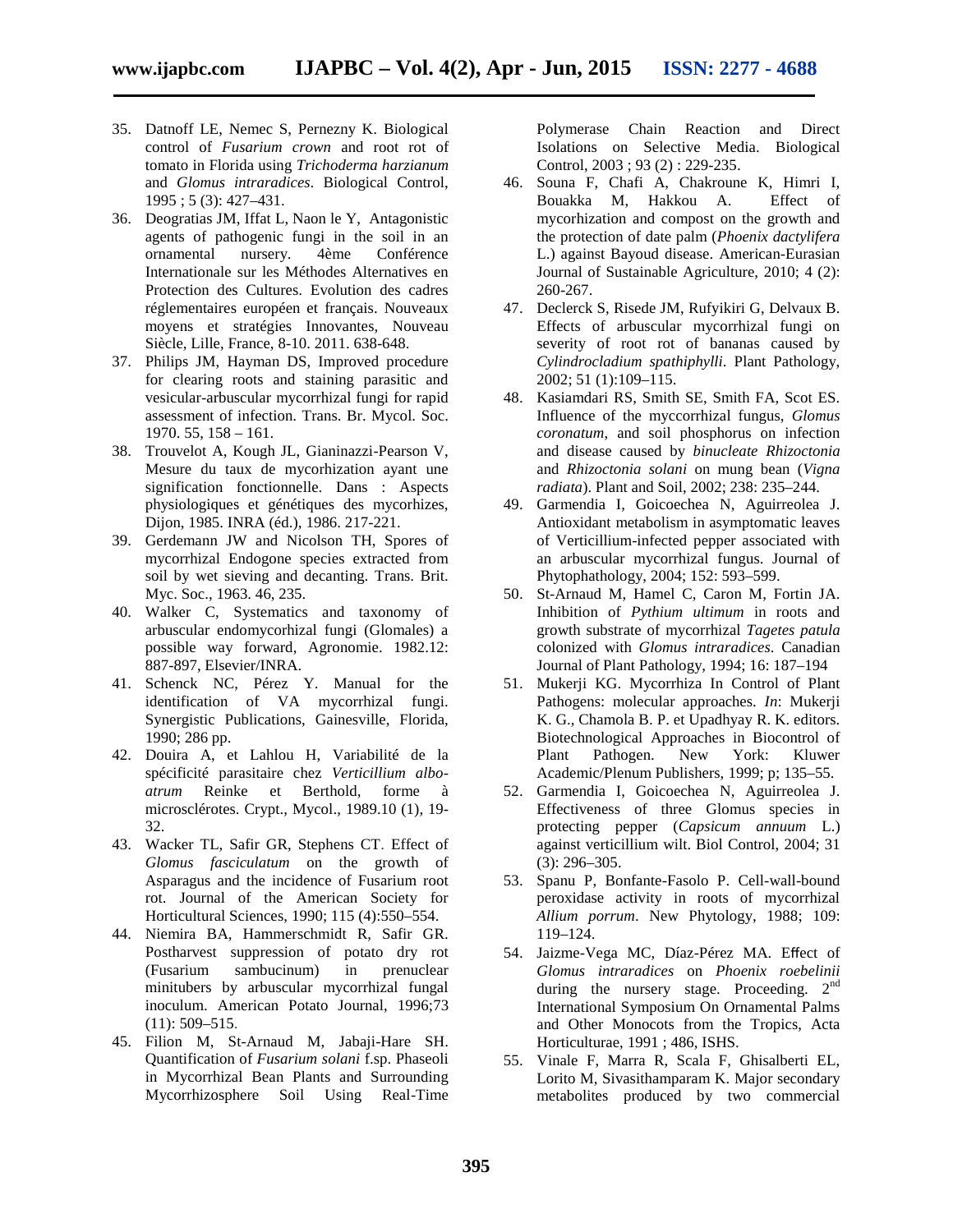35. Datnoff LE, Nemec S, Pernezny K. Biological control of *Fusarium crown* and root rot of tomato in Florida using *Trichoderma harzianum* and *Glomus intraradices*. Biological Control, 1995 ; 5 (3): 427–431.
36. Deogratias JM, Iffat L, Naon le Y, Antagonistic agents of pathogenic fungi in the soil in an ornamental nursery. 4ème Conférence Internationale sur les Méthodes Alternatives en Protection des Cultures. Evolution des cadres réglementaires européen et français. Nouveaux moyens et stratégies Innovantes, Nouveau Siècle, Lille, France, 8-10. 2011. 638-648.
37. Philips JM, Hayman DS, Improved procedure for clearing roots and staining parasitic and vesicular-arbuscular mycorrhizal fungi for rapid assessment of infection. Trans. Br. Mycol. Soc. 1970. 55, 158 – 161.
38. Trouvelot A, Kough JL, Gianinazzi-Pearson V, Mesure du taux de mycorhization ayant une signification fonctionnelle. Dans : Aspects physiologiques et génétiques des mycorhizes, Dijon, 1985. INRA (éd.), 1986. 217-221.
39. Gerdemann JW and Nicolson TH, Spores of mycorrhizal Endogone species extracted from soil by wet sieving and decanting. Trans. Brit. Myc. Soc., 1963. 46, 235.
40. Walker C, Systematics and taxonomy of arbuscular endomycorhizal fungi (Glomales) a possible way forward, Agronomie. 1982.12: 887-897, Elsevier/INRA.
41. Schenck NC, Pérez Y. Manual for the identification of VA mycorrhizal fungi. Synergistic Publications, Gainesville, Florida, 1990; 286 pp.
42. Douira A, et Lahlou H, Variabilité de la spécificité parasitaire chez *Verticillium albo-atrum* Reinke et Berthold, forme à microsclérotes. Crypt., Mycol., 1989.10 (1), 19-32.
43. Wacker TL, Safir GR, Stephens CT. Effect of *Glomus fasciculatum* on the growth of Asparagus and the incidence of Fusarium root rot. Journal of the American Society for Horticultural Sciences, 1990; 115 (4):550–554.
44. Niemira BA, Hammerschmidt R, Safir GR. Postharvest suppression of potato dry rot (Fusarium sambucinum) in prenuclear minitubers by arbuscular mycorrhizal fungal inoculum. American Potato Journal, 1996;73 (11): 509–515.
45. Filion M, St-Arnaud M, Jabaji-Hare SH. Quantification of *Fusarium solani* f.sp. Phaseoli in Mycorrhizal Bean Plants and Surrounding Mycorrhizosphere Soil Using Real-Time Polymerase Chain Reaction and Direct Isolations on Selective Media. Biological Control, 2003 ; 93 (2) : 229-235.
46. Souna F, Chafi A, Chakroune K, Himri I, Bouakka M, Hakkou A. Effect of mycorhization and compost on the growth and the protection of date palm (*Phoenix dactylifera* L.) against Bayoud disease. American-Eurasian Journal of Sustainable Agriculture, 2010; 4 (2): 260-267.
47. Declerck S, Risede JM, Rufyikiri G, Delvaux B. Effects of arbuscular mycorrhizal fungi on severity of root rot of bananas caused by *Cylindrocladium spathiphylli*. Plant Pathology, 2002; 51 (1):109–115.
48. Kasiamdari RS, Smith SE, Smith FA, Scot ES. Influence of the myccorrhizal fungus, *Glomus coronatum*, and soil phosphorus on infection and disease caused by *binucleate Rhizoctonia* and *Rhizoctonia solani* on mung bean (*Vigna radiata*). Plant and Soil, 2002; 238: 235–244.
49. Garmendia I, Goicoechea N, Aguirreolea J. Antioxidant metabolism in asymptomatic leaves of Verticillium-infected pepper associated with an arbuscular mycorrhizal fungus. Journal of Phytophathology, 2004; 152: 593–599.
50. St-Arnaud M, Hamel C, Caron M, Fortin JA. Inhibition of *Pythium ultimum* in roots and growth substrate of mycorrhizal *Tagetes patula* colonized with *Glomus intraradices*. Canadian Journal of Plant Pathology, 1994; 16: 187–194
51. Mukerji KG. Mycorrhiza In Control of Plant Pathogens: molecular approaches. *In*: Mukerji K. G., Chamola B. P. et Upadhyay R. K. editors. Biotechnological Approaches in Biocontrol of Plant Pathogen. New York: Kluwer Academic/Plenum Publishers, 1999; p; 135–55.
52. Garmendia I, Goicoechea N, Aguirreolea J. Effectiveness of three Glomus species in protecting pepper (*Capsicum annuum* L.) against verticillium wilt. Biol Control, 2004; 31 (3): 296–305.
53. Spanu P, Bonfante-Fasolo P. Cell-wall-bound peroxidase activity in roots of mycorrhizal *Allium porrum*. New Phytology, 1988; 109: 119–124.
54. Jaizme-Vega MC, Díaz-Pérez MA. Effect of *Glomus intraradices* on *Phoenix roebelinii* during the nursery stage. Proceeding. 2nd International Symposium On Ornamental Palms and Other Monocots from the Tropics, Acta Horticulturae, 1991 ; 486, ISHS.
55. Vinale F, Marra R, Scala F, Ghisalberti EL, Lorito M, Sivasithamparam K. Major secondary metabolites produced by two commercial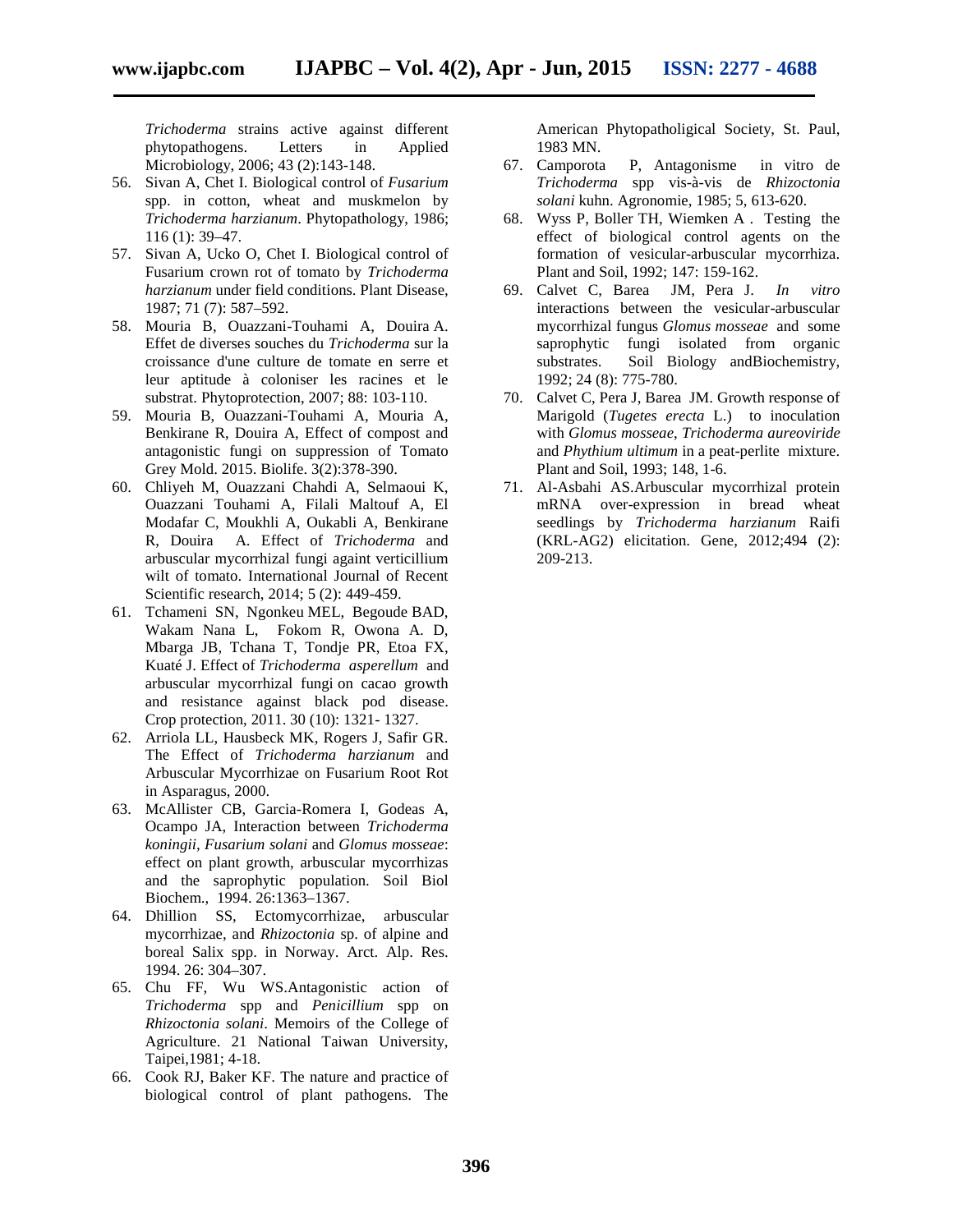*Trichoderma* strains active against different phytopathogens. Letters in Applied Microbiology, 2006; 43 (2):143-148.

56. Sivan A, Chet I. Biological control of *Fusarium* spp. in cotton, wheat and muskmelon by *Trichoderma harzianum*. Phytopathology, 1986; 116 (1): 39–47.
57. Sivan A, Ucko O, Chet I. Biological control of Fusarium crown rot of tomato by *Trichoderma harzianum* under field conditions. Plant Disease, 1987; 71 (7): 587–592.
58. Mouria B, Ouazzani-Touhami A, Douira A. Effet de diverses souches du *Trichoderma* sur la croissance d'une culture de tomate en serre et leur aptitude à coloniser les racines et le substrat. Phytoprotection, 2007; 88: 103-110.
59. Mouria B, Ouazzani-Touhami A, Mouria A, Benkirane R, Douira A, Effect of compost and antagonistic fungi on suppression of Tomato Grey Mold. 2015. Biolife. 3(2):378-390.
60. Chliyeh M, Ouazzani Chahdi A, Selmaoui K, Ouazzani Touhami A, Filali Maltouf A, El Modafar C, Moukhli A, Oukabli A, Benkirane R, Douira A. Effect of *Trichoderma* and arbuscular mycorrhizal fungi againt verticillium wilt of tomato. International Journal of Recent Scientific research, 2014; 5 (2): 449-459.
61. Tchameni SN, Ngonkeu MEL, Begoude BAD, Wakam Nana L, Fokom R, Owona A. D, Mbarga JB, Tchana T, Tondje PR, Etoa FX, Kuaté J. Effect of *Trichoderma asperellum* and arbuscular mycorrhizal fungi on cacao growth and resistance against black pod disease. Crop protection, 2011. 30 (10): 1321- 1327.
62. Arriola LL, Hausbeck MK, Rogers J, Safir GR. The Effect of *Trichoderma harzianum* and Arbuscular Mycorrhizae on Fusarium Root Rot in Asparagus, 2000.
63. McAllister CB, Garcia-Romera I, Godeas A, Ocampo JA, Interaction between *Trichoderma koningii*, *Fusarium solani* and *Glomus mosseae*: effect on plant growth, arbuscular mycorrhizas and the saprophytic population. Soil Biol Biochem., 1994. 26:1363–1367.
64. Dhillion SS, Ectomycorrhizae, arbuscular mycorrhizae, and *Rhizoctonia* sp. of alpine and boreal Salix spp. in Norway. Arct. Alp. Res. 1994. 26: 304–307.
65. Chu FF, Wu WS.Antagonistic action of *Trichoderma* spp and *Penicillium* spp on *Rhizoctonia solani*. Memoirs of the College of Agriculture. 21 National Taiwan University, Taipei,1981; 4-18.
66. Cook RJ, Baker KF. The nature and practice of biological control of plant pathogens. The American Phytopatholigical Society, St. Paul, 1983 MN.
67. Camporota P, Antagonisme in vitro de *Trichoderma* spp vis-à-vis de *Rhizoctonia solani* kuhn. Agronomie, 1985; 5, 613-620.
68. Wyss P, Boller TH, Wiemken A . Testing the effect of biological control agents on the formation of vesicular-arbuscular mycorrhiza. Plant and Soil, 1992; 147: 159-162.
69. Calvet C, Barea JM, Pera J. *In vitro* interactions between the vesicular-arbuscular mycorrhizal fungus *Glomus mosseae* and some saprophytic fungi isolated from organic substrates. Soil Biology andBiochemistry, 1992; 24 (8): 775-780.
70. Calvet C, Pera J, Barea JM. Growth response of Marigold (*Tugetes erecta* L.) to inoculation with *Glomus mosseae*, *Trichoderma aureoviride* and *Phythium ultimum* in a peat-perlite mixture. Plant and Soil, 1993; 148, 1-6.
71. Al-Asbahi AS.Arbuscular mycorrhizal protein mRNA over-expression in bread wheat seedlings by *Trichoderma harzianum* Raifi (KRL-AG2) elicitation. Gene, 2012;494 (2): 209-213.